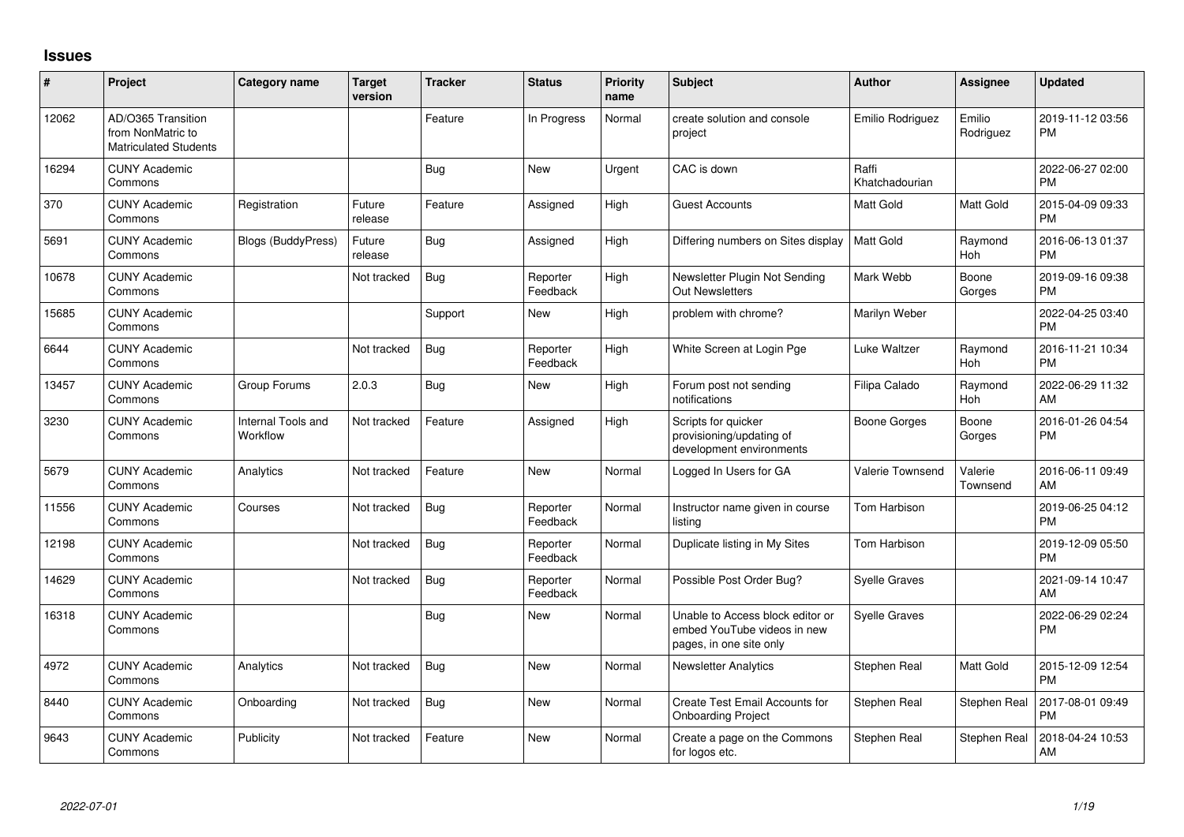# Issues

| # | Project | Category name | Target version | Tracker | Status | Priority name | Subject | Author | Assignee | Updated |
|---|---|---|---|---|---|---|---|---|---|---|
| 12062 | AD/O365 Transition from NonMatric to Matriculated Students | | | Feature | In Progress | Normal | create solution and console project | Emilio Rodriguez | Emilio Rodriguez | 2019-11-12 03:56 PM |
| 16294 | CUNY Academic Commons | | | Bug | New | Urgent | CAC is down | Raffi Khatchadourian | | 2022-06-27 02:00 PM |
| 370 | CUNY Academic Commons | Registration | Future release | Feature | Assigned | High | Guest Accounts | Matt Gold | Matt Gold | 2015-04-09 09:33 PM |
| 5691 | CUNY Academic Commons | Blogs (BuddyPress) | Future release | Bug | Assigned | High | Differing numbers on Sites display | Matt Gold | Raymond Hoh | 2016-06-13 01:37 PM |
| 10678 | CUNY Academic Commons | | Not tracked | Bug | Reporter Feedback | High | Newsletter Plugin Not Sending Out Newsletters | Mark Webb | Boone Gorges | 2019-09-16 09:38 PM |
| 15685 | CUNY Academic Commons | | | Support | New | High | problem with chrome? | Marilyn Weber | | 2022-04-25 03:40 PM |
| 6644 | CUNY Academic Commons | | Not tracked | Bug | Reporter Feedback | High | White Screen at Login Pge | Luke Waltzer | Raymond Hoh | 2016-11-21 10:34 PM |
| 13457 | CUNY Academic Commons | Group Forums | 2.0.3 | Bug | New | High | Forum post not sending notifications | Filipa Calado | Raymond Hoh | 2022-06-29 11:32 AM |
| 3230 | CUNY Academic Commons | Internal Tools and Workflow | Not tracked | Feature | Assigned | High | Scripts for quicker provisioning/updating of development environments | Boone Gorges | Boone Gorges | 2016-01-26 04:54 PM |
| 5679 | CUNY Academic Commons | Analytics | Not tracked | Feature | New | Normal | Logged In Users for GA | Valerie Townsend | Valerie Townsend | 2016-06-11 09:49 AM |
| 11556 | CUNY Academic Commons | Courses | Not tracked | Bug | Reporter Feedback | Normal | Instructor name given in course listing | Tom Harbison | | 2019-06-25 04:12 PM |
| 12198 | CUNY Academic Commons | | Not tracked | Bug | Reporter Feedback | Normal | Duplicate listing in My Sites | Tom Harbison | | 2019-12-09 05:50 PM |
| 14629 | CUNY Academic Commons | | Not tracked | Bug | Reporter Feedback | Normal | Possible Post Order Bug? | Syelle Graves | | 2021-09-14 10:47 AM |
| 16318 | CUNY Academic Commons | | | Bug | New | Normal | Unable to Access block editor or embed YouTube videos in new pages, in one site only | Syelle Graves | | 2022-06-29 02:24 PM |
| 4972 | CUNY Academic Commons | Analytics | Not tracked | Bug | New | Normal | Newsletter Analytics | Stephen Real | Matt Gold | 2015-12-09 12:54 PM |
| 8440 | CUNY Academic Commons | Onboarding | Not tracked | Bug | New | Normal | Create Test Email Accounts for Onboarding Project | Stephen Real | Stephen Real | 2017-08-01 09:49 PM |
| 9643 | CUNY Academic Commons | Publicity | Not tracked | Feature | New | Normal | Create a page on the Commons for logos etc. | Stephen Real | Stephen Real | 2018-04-24 10:53 AM |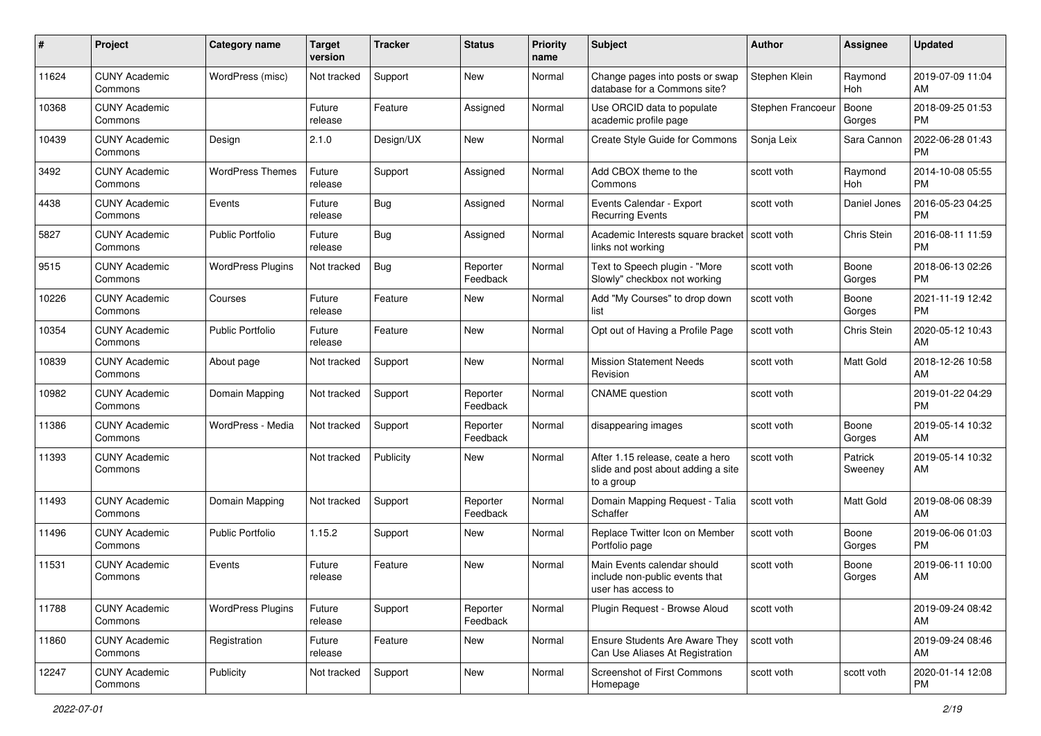| # | Project | Category name | Target version | Tracker | Status | Priority name | Subject | Author | Assignee | Updated |
|---|---|---|---|---|---|---|---|---|---|---|
| 11624 | CUNY Academic Commons | WordPress (misc) | Not tracked | Support | New | Normal | Change pages into posts or swap database for a Commons site? | Stephen Klein | Raymond Hoh | 2019-07-09 11:04 AM |
| 10368 | CUNY Academic Commons | | Future release | Feature | Assigned | Normal | Use ORCID data to populate academic profile page | Stephen Francoeur | Boone Gorges | 2018-09-25 01:53 PM |
| 10439 | CUNY Academic Commons | Design | 2.1.0 | Design/UX | New | Normal | Create Style Guide for Commons | Sonja Leix | Sara Cannon | 2022-06-28 01:43 PM |
| 3492 | CUNY Academic Commons | WordPress Themes | Future release | Support | Assigned | Normal | Add CBOX theme to the Commons | scott voth | Raymond Hoh | 2014-10-08 05:55 PM |
| 4438 | CUNY Academic Commons | Events | Future release | Bug | Assigned | Normal | Events Calendar - Export Recurring Events | scott voth | Daniel Jones | 2016-05-23 04:25 PM |
| 5827 | CUNY Academic Commons | Public Portfolio | Future release | Bug | Assigned | Normal | Academic Interests square bracket links not working | scott voth | Chris Stein | 2016-08-11 11:59 PM |
| 9515 | CUNY Academic Commons | WordPress Plugins | Not tracked | Bug | Reporter Feedback | Normal | Text to Speech plugin - "More Slowly" checkbox not working | scott voth | Boone Gorges | 2018-06-13 02:26 PM |
| 10226 | CUNY Academic Commons | Courses | Future release | Feature | New | Normal | Add "My Courses" to drop down list | scott voth | Boone Gorges | 2021-11-19 12:42 PM |
| 10354 | CUNY Academic Commons | Public Portfolio | Future release | Feature | New | Normal | Opt out of Having a Profile Page | scott voth | Chris Stein | 2020-05-12 10:43 AM |
| 10839 | CUNY Academic Commons | About page | Not tracked | Support | New | Normal | Mission Statement Needs Revision | scott voth | Matt Gold | 2018-12-26 10:58 AM |
| 10982 | CUNY Academic Commons | Domain Mapping | Not tracked | Support | Reporter Feedback | Normal | CNAME question | scott voth | | 2019-01-22 04:29 PM |
| 11386 | CUNY Academic Commons | WordPress - Media | Not tracked | Support | Reporter Feedback | Normal | disappearing images | scott voth | Boone Gorges | 2019-05-14 10:32 AM |
| 11393 | CUNY Academic Commons | | Not tracked | Publicity | New | Normal | After 1.15 release, ceate a hero slide and post about adding a site to a group | scott voth | Patrick Sweeney | 2019-05-14 10:32 AM |
| 11493 | CUNY Academic Commons | Domain Mapping | Not tracked | Support | Reporter Feedback | Normal | Domain Mapping Request - Talia Schaffer | scott voth | Matt Gold | 2019-08-06 08:39 AM |
| 11496 | CUNY Academic Commons | Public Portfolio | 1.15.2 | Support | New | Normal | Replace Twitter Icon on Member Portfolio page | scott voth | Boone Gorges | 2019-06-06 01:03 PM |
| 11531 | CUNY Academic Commons | Events | Future release | Feature | New | Normal | Main Events calendar should include non-public events that user has access to | scott voth | Boone Gorges | 2019-06-11 10:00 AM |
| 11788 | CUNY Academic Commons | WordPress Plugins | Future release | Support | Reporter Feedback | Normal | Plugin Request - Browse Aloud | scott voth | | 2019-09-24 08:42 AM |
| 11860 | CUNY Academic Commons | Registration | Future release | Feature | New | Normal | Ensure Students Are Aware They Can Use Aliases At Registration | scott voth | | 2019-09-24 08:46 AM |
| 12247 | CUNY Academic Commons | Publicity | Not tracked | Support | New | Normal | Screenshot of First Commons Homepage | scott voth | scott voth | 2020-01-14 12:08 PM |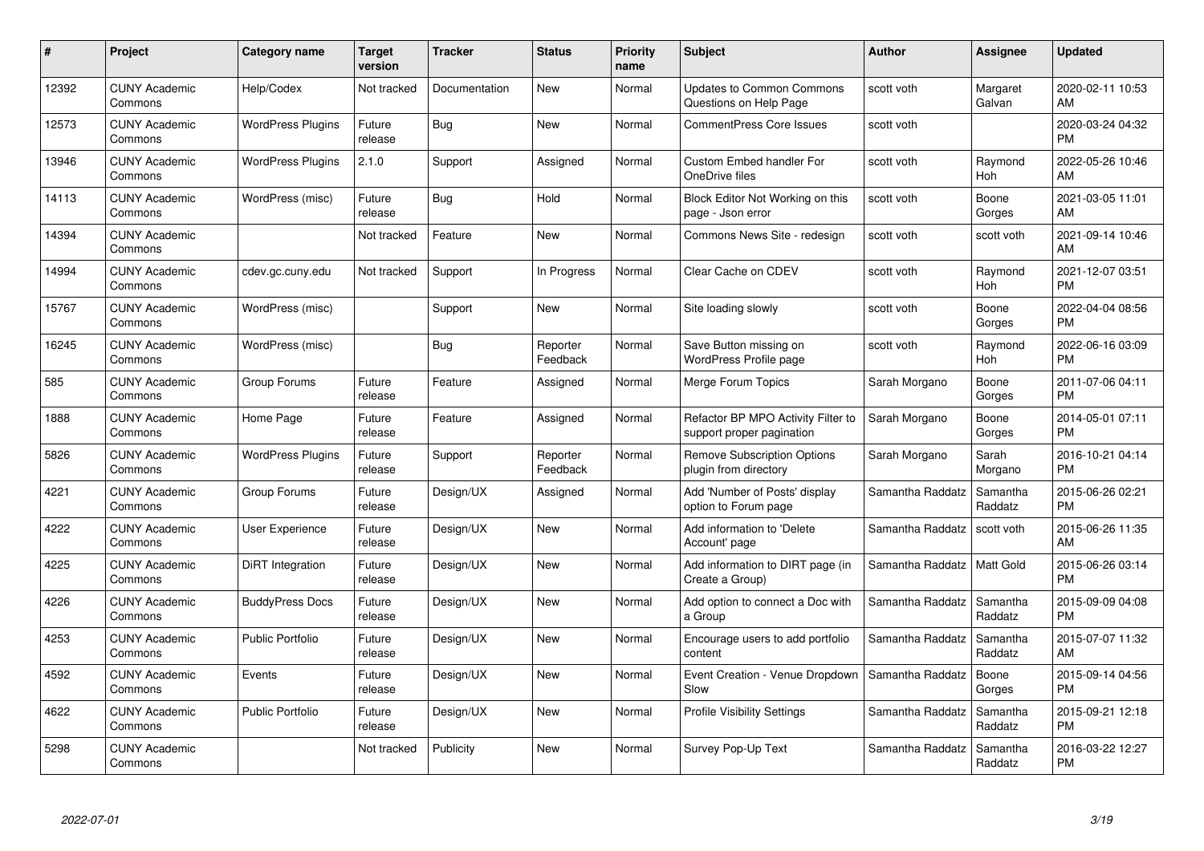| # | Project | Category name | Target version | Tracker | Status | Priority name | Subject | Author | Assignee | Updated |
|---|---|---|---|---|---|---|---|---|---|---|
| 12392 | CUNY Academic Commons | Help/Codex | Not tracked | Documentation | New | Normal | Updates to Common Commons Questions on Help Page | scott voth | Margaret Galvan | 2020-02-11 10:53 AM |
| 12573 | CUNY Academic Commons | WordPress Plugins | Future release | Bug | New | Normal | CommentPress Core Issues | scott voth | | 2020-03-24 04:32 PM |
| 13946 | CUNY Academic Commons | WordPress Plugins | 2.1.0 | Support | Assigned | Normal | Custom Embed handler For OneDrive files | scott voth | Raymond Hoh | 2022-05-26 10:46 AM |
| 14113 | CUNY Academic Commons | WordPress (misc) | Future release | Bug | Hold | Normal | Block Editor Not Working on this page - Json error | scott voth | Boone Gorges | 2021-03-05 11:01 AM |
| 14394 | CUNY Academic Commons | | Not tracked | Feature | New | Normal | Commons News Site - redesign | scott voth | scott voth | 2021-09-14 10:46 AM |
| 14994 | CUNY Academic Commons | cdev.gc.cuny.edu | Not tracked | Support | In Progress | Normal | Clear Cache on CDEV | scott voth | Raymond Hoh | 2021-12-07 03:51 PM |
| 15767 | CUNY Academic Commons | WordPress (misc) | | Support | New | Normal | Site loading slowly | scott voth | Boone Gorges | 2022-04-04 08:56 PM |
| 16245 | CUNY Academic Commons | WordPress (misc) | | Bug | Reporter Feedback | Normal | Save Button missing on WordPress Profile page | scott voth | Raymond Hoh | 2022-06-16 03:09 PM |
| 585 | CUNY Academic Commons | Group Forums | Future release | Feature | Assigned | Normal | Merge Forum Topics | Sarah Morgano | Boone Gorges | 2011-07-06 04:11 PM |
| 1888 | CUNY Academic Commons | Home Page | Future release | Feature | Assigned | Normal | Refactor BP MPO Activity Filter to support proper pagination | Sarah Morgano | Boone Gorges | 2014-05-01 07:11 PM |
| 5826 | CUNY Academic Commons | WordPress Plugins | Future release | Support | Reporter Feedback | Normal | Remove Subscription Options plugin from directory | Sarah Morgano | Sarah Morgano | 2016-10-21 04:14 PM |
| 4221 | CUNY Academic Commons | Group Forums | Future release | Design/UX | Assigned | Normal | Add 'Number of Posts' display option to Forum page | Samantha Raddatz | Samantha Raddatz | 2015-06-26 02:21 PM |
| 4222 | CUNY Academic Commons | User Experience | Future release | Design/UX | New | Normal | Add information to 'Delete Account' page | Samantha Raddatz | scott voth | 2015-06-26 11:35 AM |
| 4225 | CUNY Academic Commons | DiRT Integration | Future release | Design/UX | New | Normal | Add information to DIRT page (in Create a Group) | Samantha Raddatz | Matt Gold | 2015-06-26 03:14 PM |
| 4226 | CUNY Academic Commons | BuddyPress Docs | Future release | Design/UX | New | Normal | Add option to connect a Doc with a Group | Samantha Raddatz | Samantha Raddatz | 2015-09-09 04:08 PM |
| 4253 | CUNY Academic Commons | Public Portfolio | Future release | Design/UX | New | Normal | Encourage users to add portfolio content | Samantha Raddatz | Samantha Raddatz | 2015-07-07 11:32 AM |
| 4592 | CUNY Academic Commons | Events | Future release | Design/UX | New | Normal | Event Creation - Venue Dropdown Slow | Samantha Raddatz | Boone Gorges | 2015-09-14 04:56 PM |
| 4622 | CUNY Academic Commons | Public Portfolio | Future release | Design/UX | New | Normal | Profile Visibility Settings | Samantha Raddatz | Samantha Raddatz | 2015-09-21 12:18 PM |
| 5298 | CUNY Academic Commons | | Not tracked | Publicity | New | Normal | Survey Pop-Up Text | Samantha Raddatz | Samantha Raddatz | 2016-03-22 12:27 PM |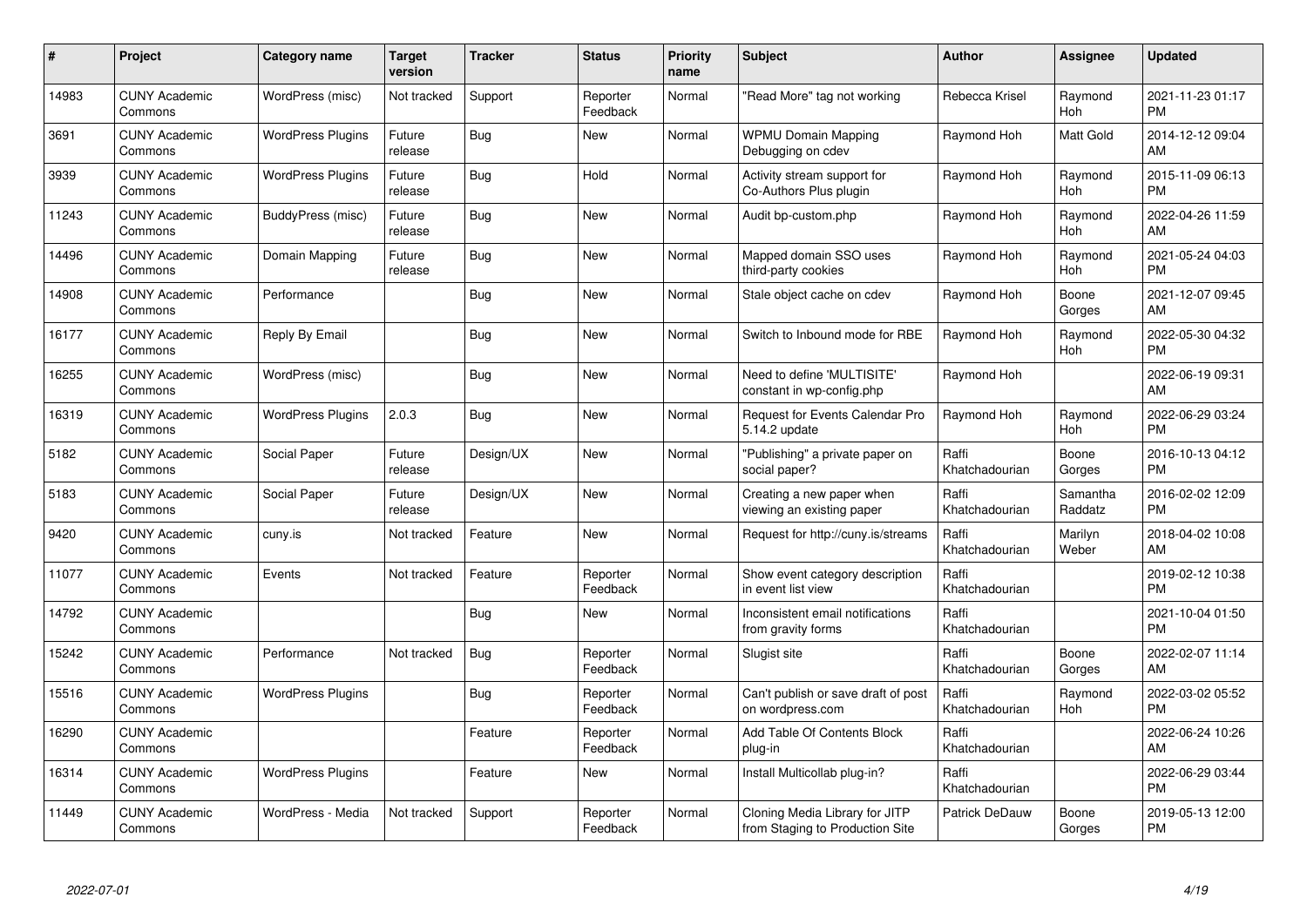| # | Project | Category name | Target version | Tracker | Status | Priority name | Subject | Author | Assignee | Updated |
|---|---|---|---|---|---|---|---|---|---|---|
| 14983 | CUNY Academic Commons | WordPress (misc) | Not tracked | Support | Reporter Feedback | Normal | "Read More" tag not working | Rebecca Krisel | Raymond Hoh | 2021-11-23 01:17 PM |
| 3691 | CUNY Academic Commons | WordPress Plugins | Future release | Bug | New | Normal | WPMU Domain Mapping Debugging on cdev | Raymond Hoh | Matt Gold | 2014-12-12 09:04 AM |
| 3939 | CUNY Academic Commons | WordPress Plugins | Future release | Bug | Hold | Normal | Activity stream support for Co-Authors Plus plugin | Raymond Hoh | Raymond Hoh | 2015-11-09 06:13 PM |
| 11243 | CUNY Academic Commons | BuddyPress (misc) | Future release | Bug | New | Normal | Audit bp-custom.php | Raymond Hoh | Raymond Hoh | 2022-04-26 11:59 AM |
| 14496 | CUNY Academic Commons | Domain Mapping | Future release | Bug | New | Normal | Mapped domain SSO uses third-party cookies | Raymond Hoh | Raymond Hoh | 2021-05-24 04:03 PM |
| 14908 | CUNY Academic Commons | Performance | | Bug | New | Normal | Stale object cache on cdev | Raymond Hoh | Boone Gorges | 2021-12-07 09:45 AM |
| 16177 | CUNY Academic Commons | Reply By Email | | Bug | New | Normal | Switch to Inbound mode for RBE | Raymond Hoh | Raymond Hoh | 2022-05-30 04:32 PM |
| 16255 | CUNY Academic Commons | WordPress (misc) | | Bug | New | Normal | Need to define 'MULTISITE' constant in wp-config.php | Raymond Hoh | | 2022-06-19 09:31 AM |
| 16319 | CUNY Academic Commons | WordPress Plugins | 2.0.3 | Bug | New | Normal | Request for Events Calendar Pro 5.14.2 update | Raymond Hoh | Raymond Hoh | 2022-06-29 03:24 PM |
| 5182 | CUNY Academic Commons | Social Paper | Future release | Design/UX | New | Normal | "Publishing" a private paper on social paper? | Raffi Khatchadourian | Boone Gorges | 2016-10-13 04:12 PM |
| 5183 | CUNY Academic Commons | Social Paper | Future release | Design/UX | New | Normal | Creating a new paper when viewing an existing paper | Raffi Khatchadourian | Samantha Raddatz | 2016-02-02 12:09 PM |
| 9420 | CUNY Academic Commons | cuny.is | Not tracked | Feature | New | Normal | Request for http://cuny.is/streams | Raffi Khatchadourian | Marilyn Weber | 2018-04-02 10:08 AM |
| 11077 | CUNY Academic Commons | Events | Not tracked | Feature | Reporter Feedback | Normal | Show event category description in event list view | Raffi Khatchadourian | | 2019-02-12 10:38 PM |
| 14792 | CUNY Academic Commons | | | Bug | New | Normal | Inconsistent email notifications from gravity forms | Raffi Khatchadourian | | 2021-10-04 01:50 PM |
| 15242 | CUNY Academic Commons | Performance | Not tracked | Bug | Reporter Feedback | Normal | Slugist site | Raffi Khatchadourian | Boone Gorges | 2022-02-07 11:14 AM |
| 15516 | CUNY Academic Commons | WordPress Plugins | | Bug | Reporter Feedback | Normal | Can't publish or save draft of post on wordpress.com | Raffi Khatchadourian | Raymond Hoh | 2022-03-02 05:52 PM |
| 16290 | CUNY Academic Commons | | | Feature | Reporter Feedback | Normal | Add Table Of Contents Block plug-in | Raffi Khatchadourian | | 2022-06-24 10:26 AM |
| 16314 | CUNY Academic Commons | WordPress Plugins | | Feature | New | Normal | Install Multicollab plug-in? | Raffi Khatchadourian | | 2022-06-29 03:44 PM |
| 11449 | CUNY Academic Commons | WordPress - Media | Not tracked | Support | Reporter Feedback | Normal | Cloning Media Library for JITP from Staging to Production Site | Patrick DeDauw | Boone Gorges | 2019-05-13 12:00 PM |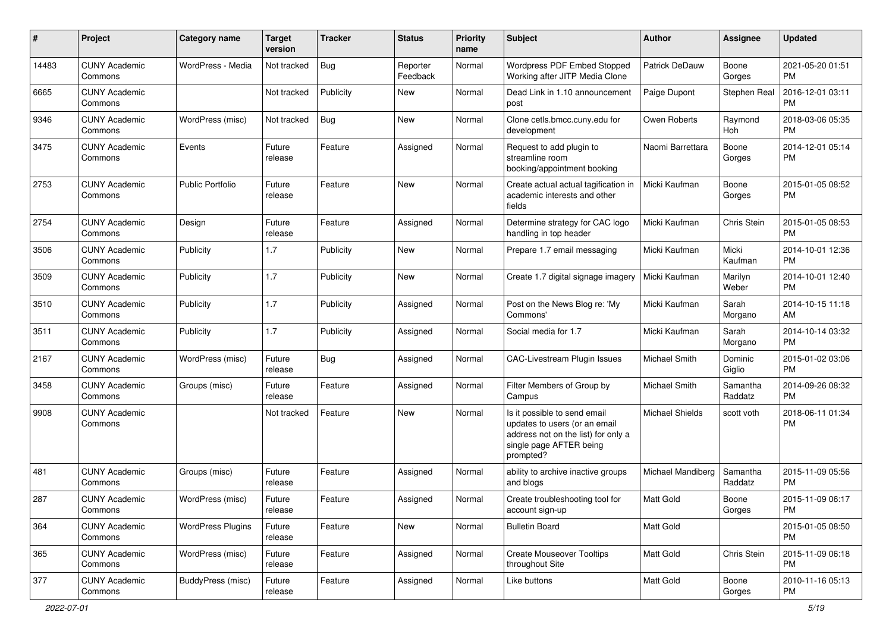| # | Project | Category name | Target version | Tracker | Status | Priority name | Subject | Author | Assignee | Updated |
|---|---|---|---|---|---|---|---|---|---|---|
| 14483 | CUNY Academic Commons | WordPress - Media | Not tracked | Bug | Reporter Feedback | Normal | Wordpress PDF Embed Stopped Working after JITP Media Clone | Patrick DeDauw | Boone Gorges | 2021-05-20 01:51 PM |
| 6665 | CUNY Academic Commons | | Not tracked | Publicity | New | Normal | Dead Link in 1.10 announcement post | Paige Dupont | Stephen Real | 2016-12-01 03:11 PM |
| 9346 | CUNY Academic Commons | WordPress (misc) | Not tracked | Bug | New | Normal | Clone cetls.bmcc.cuny.edu for development | Owen Roberts | Raymond Hoh | 2018-03-06 05:35 PM |
| 3475 | CUNY Academic Commons | Events | Future release | Feature | Assigned | Normal | Request to add plugin to streamline room booking/appointment booking | Naomi Barrettara | Boone Gorges | 2014-12-01 05:14 PM |
| 2753 | CUNY Academic Commons | Public Portfolio | Future release | Feature | New | Normal | Create actual actual tagification in academic interests and other fields | Micki Kaufman | Boone Gorges | 2015-01-05 08:52 PM |
| 2754 | CUNY Academic Commons | Design | Future release | Feature | Assigned | Normal | Determine strategy for CAC logo handling in top header | Micki Kaufman | Chris Stein | 2015-01-05 08:53 PM |
| 3506 | CUNY Academic Commons | Publicity | 1.7 | Publicity | New | Normal | Prepare 1.7 email messaging | Micki Kaufman | Micki Kaufman | 2014-10-01 12:36 PM |
| 3509 | CUNY Academic Commons | Publicity | 1.7 | Publicity | New | Normal | Create 1.7 digital signage imagery | Micki Kaufman | Marilyn Weber | 2014-10-01 12:40 PM |
| 3510 | CUNY Academic Commons | Publicity | 1.7 | Publicity | Assigned | Normal | Post on the News Blog re: 'My Commons' | Micki Kaufman | Sarah Morgano | 2014-10-15 11:18 AM |
| 3511 | CUNY Academic Commons | Publicity | 1.7 | Publicity | Assigned | Normal | Social media for 1.7 | Micki Kaufman | Sarah Morgano | 2014-10-14 03:32 PM |
| 2167 | CUNY Academic Commons | WordPress (misc) | Future release | Bug | Assigned | Normal | CAC-Livestream Plugin Issues | Michael Smith | Dominic Giglio | 2015-01-02 03:06 PM |
| 3458 | CUNY Academic Commons | Groups (misc) | Future release | Feature | Assigned | Normal | Filter Members of Group by Campus | Michael Smith | Samantha Raddatz | 2014-09-26 08:32 PM |
| 9908 | CUNY Academic Commons | | Not tracked | Feature | New | Normal | Is it possible to send email updates to users (or an email address not on the list) for only a single page AFTER being prompted? | Michael Shields | scott voth | 2018-06-11 01:34 PM |
| 481 | CUNY Academic Commons | Groups (misc) | Future release | Feature | Assigned | Normal | ability to archive inactive groups and blogs | Michael Mandiberg | Samantha Raddatz | 2015-11-09 05:56 PM |
| 287 | CUNY Academic Commons | WordPress (misc) | Future release | Feature | Assigned | Normal | Create troubleshooting tool for account sign-up | Matt Gold | Boone Gorges | 2015-11-09 06:17 PM |
| 364 | CUNY Academic Commons | WordPress Plugins | Future release | Feature | New | Normal | Bulletin Board | Matt Gold | | 2015-01-05 08:50 PM |
| 365 | CUNY Academic Commons | WordPress (misc) | Future release | Feature | Assigned | Normal | Create Mouseover Tooltips throughout Site | Matt Gold | Chris Stein | 2015-11-09 06:18 PM |
| 377 | CUNY Academic Commons | BuddyPress (misc) | Future release | Feature | Assigned | Normal | Like buttons | Matt Gold | Boone Gorges | 2010-11-16 05:13 PM |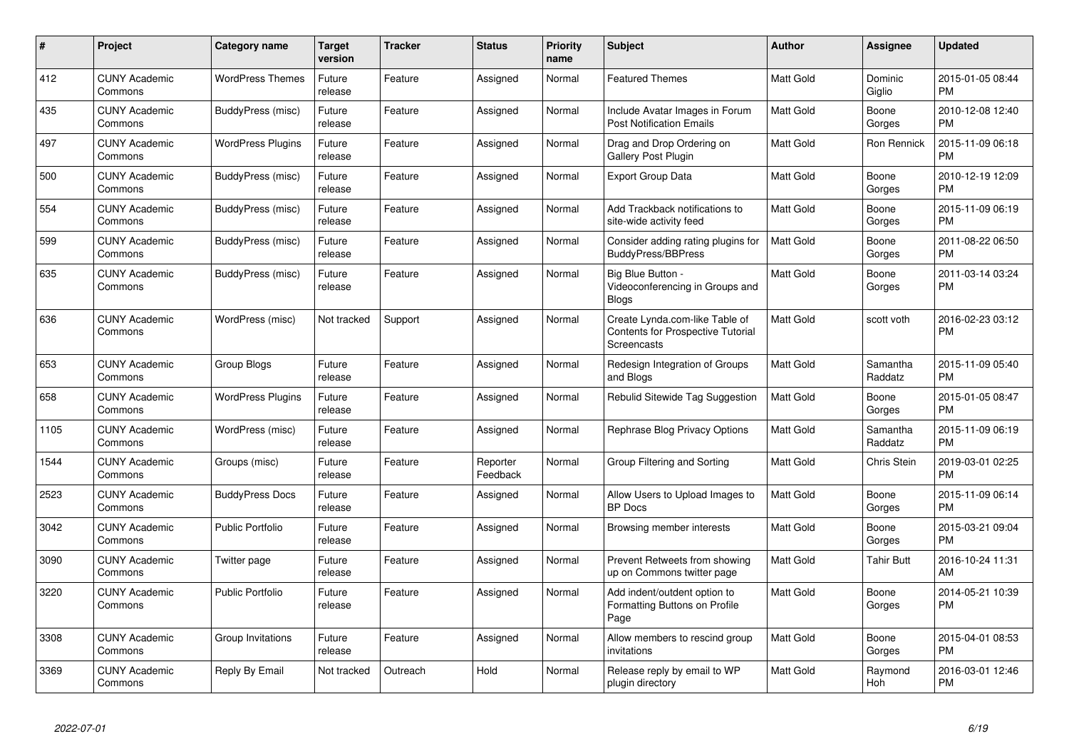| # | Project | Category name | Target version | Tracker | Status | Priority name | Subject | Author | Assignee | Updated |
|---|---|---|---|---|---|---|---|---|---|---|
| 412 | CUNY Academic Commons | WordPress Themes | Future release | Feature | Assigned | Normal | Featured Themes | Matt Gold | Dominic Giglio | 2015-01-05 08:44 PM |
| 435 | CUNY Academic Commons | BuddyPress (misc) | Future release | Feature | Assigned | Normal | Include Avatar Images in Forum Post Notification Emails | Matt Gold | Boone Gorges | 2010-12-08 12:40 PM |
| 497 | CUNY Academic Commons | WordPress Plugins | Future release | Feature | Assigned | Normal | Drag and Drop Ordering on Gallery Post Plugin | Matt Gold | Ron Rennick | 2015-11-09 06:18 PM |
| 500 | CUNY Academic Commons | BuddyPress (misc) | Future release | Feature | Assigned | Normal | Export Group Data | Matt Gold | Boone Gorges | 2010-12-19 12:09 PM |
| 554 | CUNY Academic Commons | BuddyPress (misc) | Future release | Feature | Assigned | Normal | Add Trackback notifications to site-wide activity feed | Matt Gold | Boone Gorges | 2015-11-09 06:19 PM |
| 599 | CUNY Academic Commons | BuddyPress (misc) | Future release | Feature | Assigned | Normal | Consider adding rating plugins for BuddyPress/BBPress | Matt Gold | Boone Gorges | 2011-08-22 06:50 PM |
| 635 | CUNY Academic Commons | BuddyPress (misc) | Future release | Feature | Assigned | Normal | Big Blue Button - Videoconferencing in Groups and Blogs | Matt Gold | Boone Gorges | 2011-03-14 03:24 PM |
| 636 | CUNY Academic Commons | WordPress (misc) | Not tracked | Support | Assigned | Normal | Create Lynda.com-like Table of Contents for Prospective Tutorial Screencasts | Matt Gold | scott voth | 2016-02-23 03:12 PM |
| 653 | CUNY Academic Commons | Group Blogs | Future release | Feature | Assigned | Normal | Redesign Integration of Groups and Blogs | Matt Gold | Samantha Raddatz | 2015-11-09 05:40 PM |
| 658 | CUNY Academic Commons | WordPress Plugins | Future release | Feature | Assigned | Normal | Rebulid Sitewide Tag Suggestion | Matt Gold | Boone Gorges | 2015-01-05 08:47 PM |
| 1105 | CUNY Academic Commons | WordPress (misc) | Future release | Feature | Assigned | Normal | Rephrase Blog Privacy Options | Matt Gold | Samantha Raddatz | 2015-11-09 06:19 PM |
| 1544 | CUNY Academic Commons | Groups (misc) | Future release | Feature | Reporter Feedback | Normal | Group Filtering and Sorting | Matt Gold | Chris Stein | 2019-03-01 02:25 PM |
| 2523 | CUNY Academic Commons | BuddyPress Docs | Future release | Feature | Assigned | Normal | Allow Users to Upload Images to BP Docs | Matt Gold | Boone Gorges | 2015-11-09 06:14 PM |
| 3042 | CUNY Academic Commons | Public Portfolio | Future release | Feature | Assigned | Normal | Browsing member interests | Matt Gold | Boone Gorges | 2015-03-21 09:04 PM |
| 3090 | CUNY Academic Commons | Twitter page | Future release | Feature | Assigned | Normal | Prevent Retweets from showing up on Commons twitter page | Matt Gold | Tahir Butt | 2016-10-24 11:31 AM |
| 3220 | CUNY Academic Commons | Public Portfolio | Future release | Feature | Assigned | Normal | Add indent/outdent option to Formatting Buttons on Profile Page | Matt Gold | Boone Gorges | 2014-05-21 10:39 PM |
| 3308 | CUNY Academic Commons | Group Invitations | Future release | Feature | Assigned | Normal | Allow members to rescind group invitations | Matt Gold | Boone Gorges | 2015-04-01 08:53 PM |
| 3369 | CUNY Academic Commons | Reply By Email | Not tracked | Outreach | Hold | Normal | Release reply by email to WP plugin directory | Matt Gold | Raymond Hoh | 2016-03-01 12:46 PM |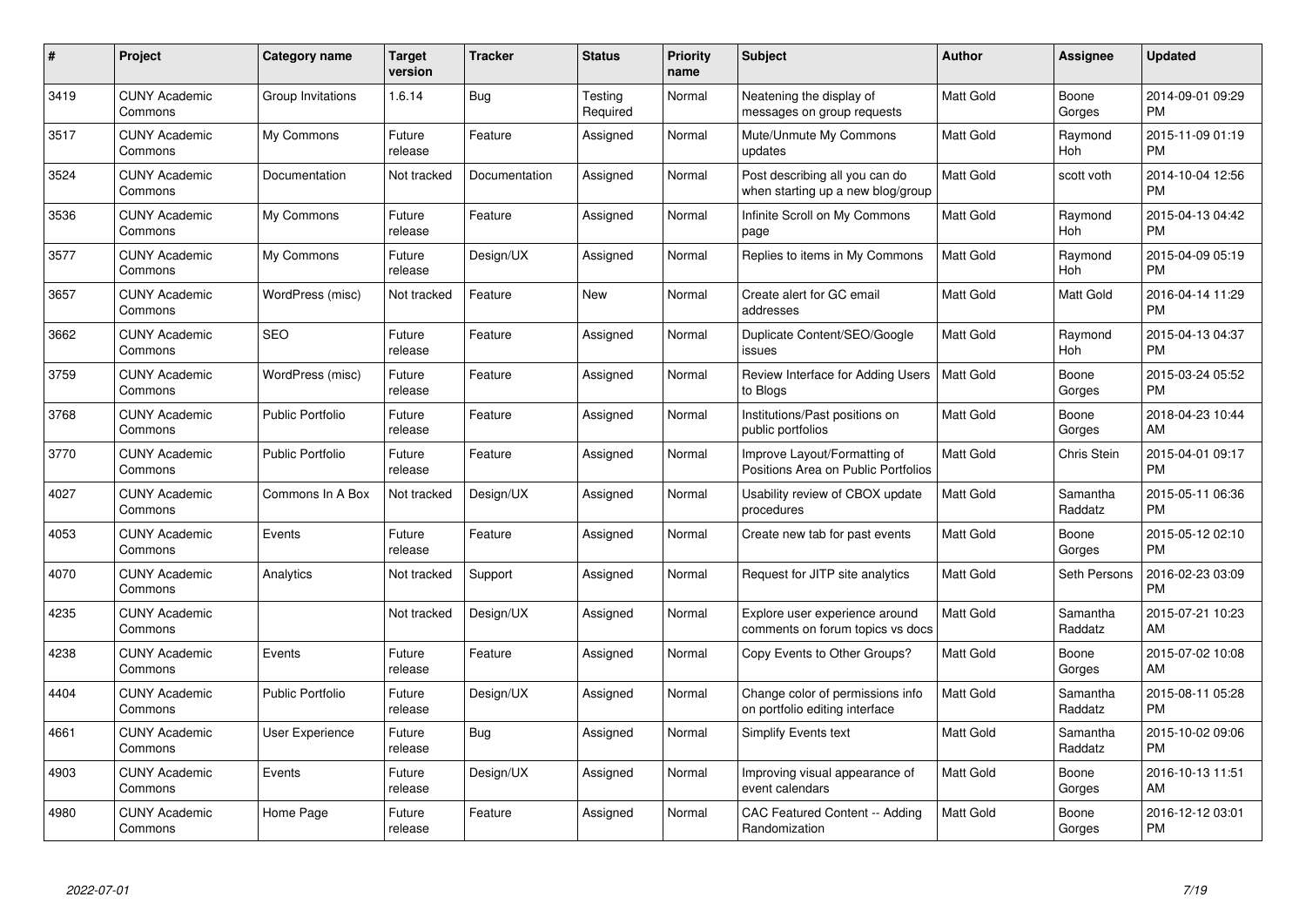| # | Project | Category name | Target version | Tracker | Status | Priority name | Subject | Author | Assignee | Updated |
|---|---|---|---|---|---|---|---|---|---|---|
| 3419 | CUNY Academic Commons | Group Invitations | 1.6.14 | Bug | Testing Required | Normal | Neatening the display of messages on group requests | Matt Gold | Boone Gorges | 2014-09-01 09:29 PM |
| 3517 | CUNY Academic Commons | My Commons | Future release | Feature | Assigned | Normal | Mute/Unmute My Commons updates | Matt Gold | Raymond Hoh | 2015-11-09 01:19 PM |
| 3524 | CUNY Academic Commons | Documentation | Not tracked | Documentation | Assigned | Normal | Post describing all you can do when starting up a new blog/group | Matt Gold | scott voth | 2014-10-04 12:56 PM |
| 3536 | CUNY Academic Commons | My Commons | Future release | Feature | Assigned | Normal | Infinite Scroll on My Commons page | Matt Gold | Raymond Hoh | 2015-04-13 04:42 PM |
| 3577 | CUNY Academic Commons | My Commons | Future release | Design/UX | Assigned | Normal | Replies to items in My Commons | Matt Gold | Raymond Hoh | 2015-04-09 05:19 PM |
| 3657 | CUNY Academic Commons | WordPress (misc) | Not tracked | Feature | New | Normal | Create alert for GC email addresses | Matt Gold | Matt Gold | 2016-04-14 11:29 PM |
| 3662 | CUNY Academic Commons | SEO | Future release | Feature | Assigned | Normal | Duplicate Content/SEO/Google issues | Matt Gold | Raymond Hoh | 2015-04-13 04:37 PM |
| 3759 | CUNY Academic Commons | WordPress (misc) | Future release | Feature | Assigned | Normal | Review Interface for Adding Users to Blogs | Matt Gold | Boone Gorges | 2015-03-24 05:52 PM |
| 3768 | CUNY Academic Commons | Public Portfolio | Future release | Feature | Assigned | Normal | Institutions/Past positions on public portfolios | Matt Gold | Boone Gorges | 2018-04-23 10:44 AM |
| 3770 | CUNY Academic Commons | Public Portfolio | Future release | Feature | Assigned | Normal | Improve Layout/Formatting of Positions Area on Public Portfolios | Matt Gold | Chris Stein | 2015-04-01 09:17 PM |
| 4027 | CUNY Academic Commons | Commons In A Box | Not tracked | Design/UX | Assigned | Normal | Usability review of CBOX update procedures | Matt Gold | Samantha Raddatz | 2015-05-11 06:36 PM |
| 4053 | CUNY Academic Commons | Events | Future release | Feature | Assigned | Normal | Create new tab for past events | Matt Gold | Boone Gorges | 2015-05-12 02:10 PM |
| 4070 | CUNY Academic Commons | Analytics | Not tracked | Support | Assigned | Normal | Request for JITP site analytics | Matt Gold | Seth Persons | 2016-02-23 03:09 PM |
| 4235 | CUNY Academic Commons | | Not tracked | Design/UX | Assigned | Normal | Explore user experience around comments on forum topics vs docs | Matt Gold | Samantha Raddatz | 2015-07-21 10:23 AM |
| 4238 | CUNY Academic Commons | Events | Future release | Feature | Assigned | Normal | Copy Events to Other Groups? | Matt Gold | Boone Gorges | 2015-07-02 10:08 AM |
| 4404 | CUNY Academic Commons | Public Portfolio | Future release | Design/UX | Assigned | Normal | Change color of permissions info on portfolio editing interface | Matt Gold | Samantha Raddatz | 2015-08-11 05:28 PM |
| 4661 | CUNY Academic Commons | User Experience | Future release | Bug | Assigned | Normal | Simplify Events text | Matt Gold | Samantha Raddatz | 2015-10-02 09:06 PM |
| 4903 | CUNY Academic Commons | Events | Future release | Design/UX | Assigned | Normal | Improving visual appearance of event calendars | Matt Gold | Boone Gorges | 2016-10-13 11:51 AM |
| 4980 | CUNY Academic Commons | Home Page | Future release | Feature | Assigned | Normal | CAC Featured Content -- Adding Randomization | Matt Gold | Boone Gorges | 2016-12-12 03:01 PM |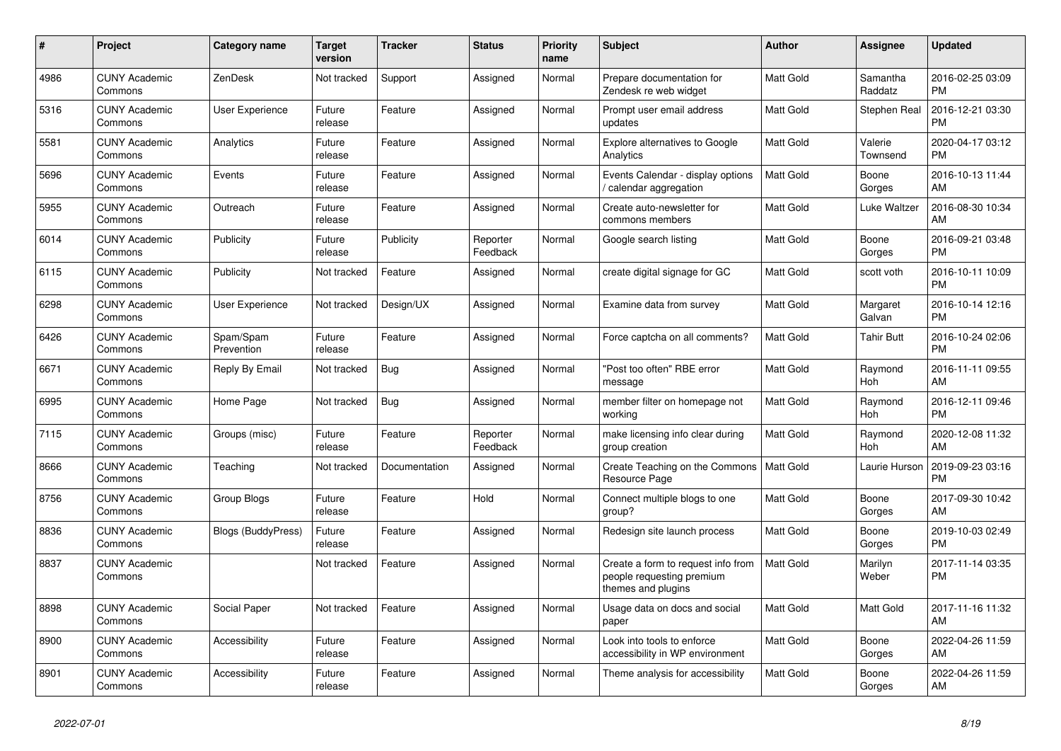| # | Project | Category name | Target version | Tracker | Status | Priority name | Subject | Author | Assignee | Updated |
|---|---|---|---|---|---|---|---|---|---|---|
| 4986 | CUNY Academic Commons | ZenDesk | Not tracked | Support | Assigned | Normal | Prepare documentation for Zendesk re web widget | Matt Gold | Samantha Raddatz | 2016-02-25 03:09 PM |
| 5316 | CUNY Academic Commons | User Experience | Future release | Feature | Assigned | Normal | Prompt user email address updates | Matt Gold | Stephen Real | 2016-12-21 03:30 PM |
| 5581 | CUNY Academic Commons | Analytics | Future release | Feature | Assigned | Normal | Explore alternatives to Google Analytics | Matt Gold | Valerie Townsend | 2020-04-17 03:12 PM |
| 5696 | CUNY Academic Commons | Events | Future release | Feature | Assigned | Normal | Events Calendar - display options / calendar aggregation | Matt Gold | Boone Gorges | 2016-10-13 11:44 AM |
| 5955 | CUNY Academic Commons | Outreach | Future release | Feature | Assigned | Normal | Create auto-newsletter for commons members | Matt Gold | Luke Waltzer | 2016-08-30 10:34 AM |
| 6014 | CUNY Academic Commons | Publicity | Future release | Publicity | Reporter Feedback | Normal | Google search listing | Matt Gold | Boone Gorges | 2016-09-21 03:48 PM |
| 6115 | CUNY Academic Commons | Publicity | Not tracked | Feature | Assigned | Normal | create digital signage for GC | Matt Gold | scott voth | 2016-10-11 10:09 PM |
| 6298 | CUNY Academic Commons | User Experience | Not tracked | Design/UX | Assigned | Normal | Examine data from survey | Matt Gold | Margaret Galvan | 2016-10-14 12:16 PM |
| 6426 | CUNY Academic Commons | Spam/Spam Prevention | Future release | Feature | Assigned | Normal | Force captcha on all comments? | Matt Gold | Tahir Butt | 2016-10-24 02:06 PM |
| 6671 | CUNY Academic Commons | Reply By Email | Not tracked | Bug | Assigned | Normal | "Post too often" RBE error message | Matt Gold | Raymond Hoh | 2016-11-11 09:55 AM |
| 6995 | CUNY Academic Commons | Home Page | Not tracked | Bug | Assigned | Normal | member filter on homepage not working | Matt Gold | Raymond Hoh | 2016-12-11 09:46 PM |
| 7115 | CUNY Academic Commons | Groups (misc) | Future release | Feature | Reporter Feedback | Normal | make licensing info clear during group creation | Matt Gold | Raymond Hoh | 2020-12-08 11:32 AM |
| 8666 | CUNY Academic Commons | Teaching | Not tracked | Documentation | Assigned | Normal | Create Teaching on the Commons Resource Page | Matt Gold | Laurie Hurson | 2019-09-23 03:16 PM |
| 8756 | CUNY Academic Commons | Group Blogs | Future release | Feature | Hold | Normal | Connect multiple blogs to one group? | Matt Gold | Boone Gorges | 2017-09-30 10:42 AM |
| 8836 | CUNY Academic Commons | Blogs (BuddyPress) | Future release | Feature | Assigned | Normal | Redesign site launch process | Matt Gold | Boone Gorges | 2019-10-03 02:49 PM |
| 8837 | CUNY Academic Commons | | Not tracked | Feature | Assigned | Normal | Create a form to request info from people requesting premium themes and plugins | Matt Gold | Marilyn Weber | 2017-11-14 03:35 PM |
| 8898 | CUNY Academic Commons | Social Paper | Not tracked | Feature | Assigned | Normal | Usage data on docs and social paper | Matt Gold | Matt Gold | 2017-11-16 11:32 AM |
| 8900 | CUNY Academic Commons | Accessibility | Future release | Feature | Assigned | Normal | Look into tools to enforce accessibility in WP environment | Matt Gold | Boone Gorges | 2022-04-26 11:59 AM |
| 8901 | CUNY Academic Commons | Accessibility | Future release | Feature | Assigned | Normal | Theme analysis for accessibility | Matt Gold | Boone Gorges | 2022-04-26 11:59 AM |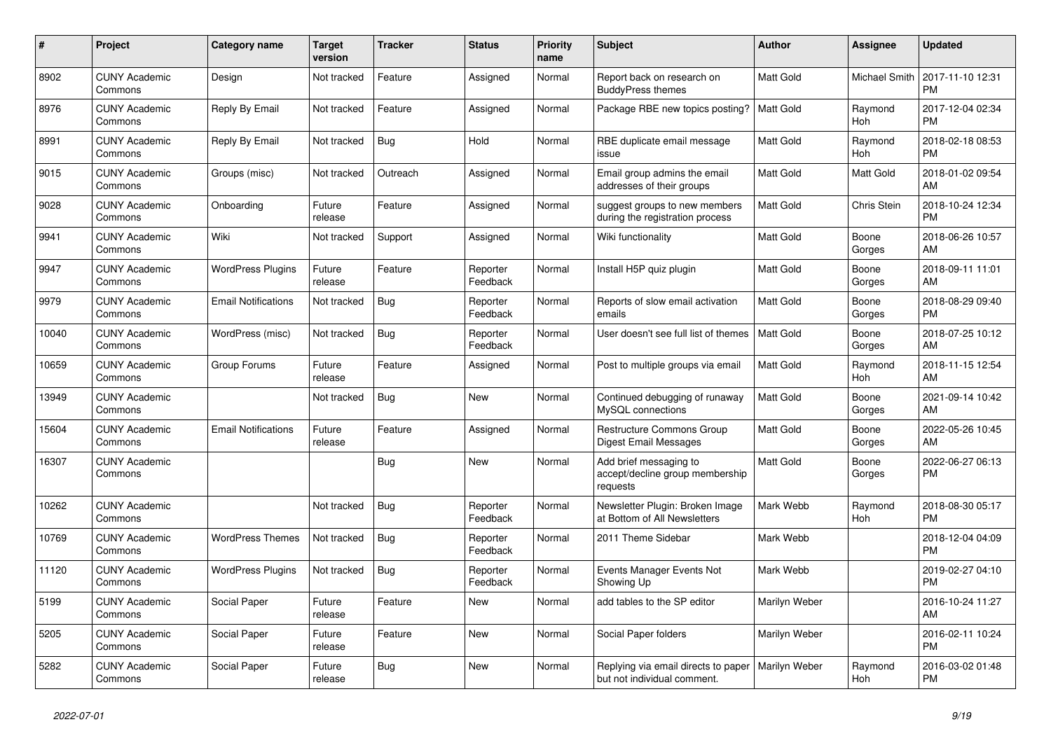| # | Project | Category name | Target version | Tracker | Status | Priority name | Subject | Author | Assignee | Updated |
|---|---|---|---|---|---|---|---|---|---|---|
| 8902 | CUNY Academic Commons | Design | Not tracked | Feature | Assigned | Normal | Report back on research on BuddyPress themes | Matt Gold | Michael Smith | 2017-11-10 12:31 PM |
| 8976 | CUNY Academic Commons | Reply By Email | Not tracked | Feature | Assigned | Normal | Package RBE new topics posting? | Matt Gold | Raymond Hoh | 2017-12-04 02:34 PM |
| 8991 | CUNY Academic Commons | Reply By Email | Not tracked | Bug | Hold | Normal | RBE duplicate email message issue | Matt Gold | Raymond Hoh | 2018-02-18 08:53 PM |
| 9015 | CUNY Academic Commons | Groups (misc) | Not tracked | Outreach | Assigned | Normal | Email group admins the email addresses of their groups | Matt Gold | Matt Gold | 2018-01-02 09:54 AM |
| 9028 | CUNY Academic Commons | Onboarding | Future release | Feature | Assigned | Normal | suggest groups to new members during the registration process | Matt Gold | Chris Stein | 2018-10-24 12:34 PM |
| 9941 | CUNY Academic Commons | Wiki | Not tracked | Support | Assigned | Normal | Wiki functionality | Matt Gold | Boone Gorges | 2018-06-26 10:57 AM |
| 9947 | CUNY Academic Commons | WordPress Plugins | Future release | Feature | Reporter Feedback | Normal | Install H5P quiz plugin | Matt Gold | Boone Gorges | 2018-09-11 11:01 AM |
| 9979 | CUNY Academic Commons | Email Notifications | Not tracked | Bug | Reporter Feedback | Normal | Reports of slow email activation emails | Matt Gold | Boone Gorges | 2018-08-29 09:40 PM |
| 10040 | CUNY Academic Commons | WordPress (misc) | Not tracked | Bug | Reporter Feedback | Normal | User doesn't see full list of themes | Matt Gold | Boone Gorges | 2018-07-25 10:12 AM |
| 10659 | CUNY Academic Commons | Group Forums | Future release | Feature | Assigned | Normal | Post to multiple groups via email | Matt Gold | Raymond Hoh | 2018-11-15 12:54 AM |
| 13949 | CUNY Academic Commons | | Not tracked | Bug | New | Normal | Continued debugging of runaway MySQL connections | Matt Gold | Boone Gorges | 2021-09-14 10:42 AM |
| 15604 | CUNY Academic Commons | Email Notifications | Future release | Feature | Assigned | Normal | Restructure Commons Group Digest Email Messages | Matt Gold | Boone Gorges | 2022-05-26 10:45 AM |
| 16307 | CUNY Academic Commons | | | Bug | New | Normal | Add brief messaging to accept/decline group membership requests | Matt Gold | Boone Gorges | 2022-06-27 06:13 PM |
| 10262 | CUNY Academic Commons | | Not tracked | Bug | Reporter Feedback | Normal | Newsletter Plugin: Broken Image at Bottom of All Newsletters | Mark Webb | Raymond Hoh | 2018-08-30 05:17 PM |
| 10769 | CUNY Academic Commons | WordPress Themes | Not tracked | Bug | Reporter Feedback | Normal | 2011 Theme Sidebar | Mark Webb | | 2018-12-04 04:09 PM |
| 11120 | CUNY Academic Commons | WordPress Plugins | Not tracked | Bug | Reporter Feedback | Normal | Events Manager Events Not Showing Up | Mark Webb | | 2019-02-27 04:10 PM |
| 5199 | CUNY Academic Commons | Social Paper | Future release | Feature | New | Normal | add tables to the SP editor | Marilyn Weber | | 2016-10-24 11:27 AM |
| 5205 | CUNY Academic Commons | Social Paper | Future release | Feature | New | Normal | Social Paper folders | Marilyn Weber | | 2016-02-11 10:24 PM |
| 5282 | CUNY Academic Commons | Social Paper | Future release | Bug | New | Normal | Replying via email directs to paper but not individual comment. | Marilyn Weber | Raymond Hoh | 2016-03-02 01:48 PM |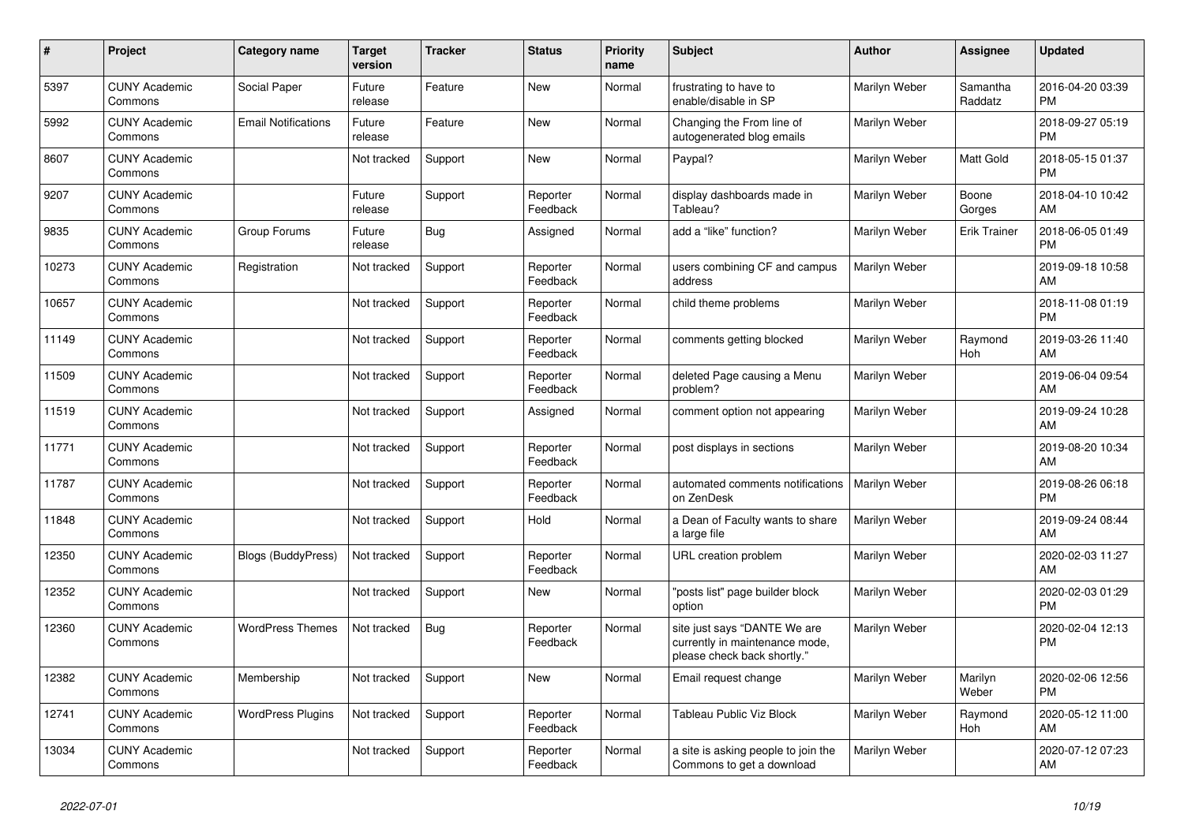| # | Project | Category name | Target version | Tracker | Status | Priority name | Subject | Author | Assignee | Updated |
|---|---|---|---|---|---|---|---|---|---|---|
| 5397 | CUNY Academic Commons | Social Paper | Future release | Feature | New | Normal | frustrating to have to enable/disable in SP | Marilyn Weber | Samantha Raddatz | 2016-04-20 03:39 PM |
| 5992 | CUNY Academic Commons | Email Notifications | Future release | Feature | New | Normal | Changing the From line of autogenerated blog emails | Marilyn Weber | | 2018-09-27 05:19 PM |
| 8607 | CUNY Academic Commons | | Not tracked | Support | New | Normal | Paypal? | Marilyn Weber | Matt Gold | 2018-05-15 01:37 PM |
| 9207 | CUNY Academic Commons | | Future release | Support | Reporter Feedback | Normal | display dashboards made in Tableau? | Marilyn Weber | Boone Gorges | 2018-04-10 10:42 AM |
| 9835 | CUNY Academic Commons | Group Forums | Future release | Bug | Assigned | Normal | add a "like" function? | Marilyn Weber | Erik Trainer | 2018-06-05 01:49 PM |
| 10273 | CUNY Academic Commons | Registration | Not tracked | Support | Reporter Feedback | Normal | users combining CF and campus address | Marilyn Weber | | 2019-09-18 10:58 AM |
| 10657 | CUNY Academic Commons | | Not tracked | Support | Reporter Feedback | Normal | child theme problems | Marilyn Weber | | 2018-11-08 01:19 PM |
| 11149 | CUNY Academic Commons | | Not tracked | Support | Reporter Feedback | Normal | comments getting blocked | Marilyn Weber | Raymond Hoh | 2019-03-26 11:40 AM |
| 11509 | CUNY Academic Commons | | Not tracked | Support | Reporter Feedback | Normal | deleted Page causing a Menu problem? | Marilyn Weber | | 2019-06-04 09:54 AM |
| 11519 | CUNY Academic Commons | | Not tracked | Support | Assigned | Normal | comment option not appearing | Marilyn Weber | | 2019-09-24 10:28 AM |
| 11771 | CUNY Academic Commons | | Not tracked | Support | Reporter Feedback | Normal | post displays in sections | Marilyn Weber | | 2019-08-20 10:34 AM |
| 11787 | CUNY Academic Commons | | Not tracked | Support | Reporter Feedback | Normal | automated comments notifications on ZenDesk | Marilyn Weber | | 2019-08-26 06:18 PM |
| 11848 | CUNY Academic Commons | | Not tracked | Support | Hold | Normal | a Dean of Faculty wants to share a large file | Marilyn Weber | | 2019-09-24 08:44 AM |
| 12350 | CUNY Academic Commons | Blogs (BuddyPress) | Not tracked | Support | Reporter Feedback | Normal | URL creation problem | Marilyn Weber | | 2020-02-03 11:27 AM |
| 12352 | CUNY Academic Commons | | Not tracked | Support | New | Normal | "posts list" page builder block option | Marilyn Weber | | 2020-02-03 01:29 PM |
| 12360 | CUNY Academic Commons | WordPress Themes | Not tracked | Bug | Reporter Feedback | Normal | site just says "DANTE We are currently in maintenance mode, please check back shortly." | Marilyn Weber | | 2020-02-04 12:13 PM |
| 12382 | CUNY Academic Commons | Membership | Not tracked | Support | New | Normal | Email request change | Marilyn Weber | Marilyn Weber | 2020-02-06 12:56 PM |
| 12741 | CUNY Academic Commons | WordPress Plugins | Not tracked | Support | Reporter Feedback | Normal | Tableau Public Viz Block | Marilyn Weber | Raymond Hoh | 2020-05-12 11:00 AM |
| 13034 | CUNY Academic Commons | | Not tracked | Support | Reporter Feedback | Normal | a site is asking people to join the Commons to get a download | Marilyn Weber | | 2020-07-12 07:23 AM |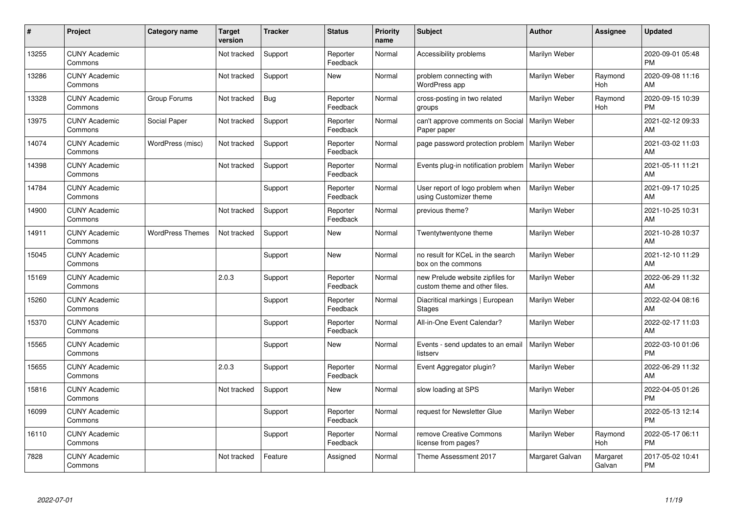| # | Project | Category name | Target version | Tracker | Status | Priority name | Subject | Author | Assignee | Updated |
|---|---|---|---|---|---|---|---|---|---|---|
| 13255 | CUNY Academic Commons | | Not tracked | Support | Reporter Feedback | Normal | Accessibility problems | Marilyn Weber | | 2020-09-01 05:48 PM |
| 13286 | CUNY Academic Commons | | Not tracked | Support | New | Normal | problem connecting with WordPress app | Marilyn Weber | Raymond Hoh | 2020-09-08 11:16 AM |
| 13328 | CUNY Academic Commons | Group Forums | Not tracked | Bug | Reporter Feedback | Normal | cross-posting in two related groups | Marilyn Weber | Raymond Hoh | 2020-09-15 10:39 PM |
| 13975 | CUNY Academic Commons | Social Paper | Not tracked | Support | Reporter Feedback | Normal | can't approve comments on Social Paper paper | Marilyn Weber | | 2021-02-12 09:33 AM |
| 14074 | CUNY Academic Commons | WordPress (misc) | Not tracked | Support | Reporter Feedback | Normal | page password protection problem | Marilyn Weber | | 2021-03-02 11:03 AM |
| 14398 | CUNY Academic Commons | | Not tracked | Support | Reporter Feedback | Normal | Events plug-in notification problem | Marilyn Weber | | 2021-05-11 11:21 AM |
| 14784 | CUNY Academic Commons | | | Support | Reporter Feedback | Normal | User report of logo problem when using Customizer theme | Marilyn Weber | | 2021-09-17 10:25 AM |
| 14900 | CUNY Academic Commons | | Not tracked | Support | Reporter Feedback | Normal | previous theme? | Marilyn Weber | | 2021-10-25 10:31 AM |
| 14911 | CUNY Academic Commons | WordPress Themes | Not tracked | Support | New | Normal | Twentytwentyone theme | Marilyn Weber | | 2021-10-28 10:37 AM |
| 15045 | CUNY Academic Commons | | | Support | New | Normal | no result for KCeL in the search box on the commons | Marilyn Weber | | 2021-12-10 11:29 AM |
| 15169 | CUNY Academic Commons | | 2.0.3 | Support | Reporter Feedback | Normal | new Prelude website zipfiles for custom theme and other files. | Marilyn Weber | | 2022-06-29 11:32 AM |
| 15260 | CUNY Academic Commons | | | Support | Reporter Feedback | Normal | Diacritical markings \| European Stages | Marilyn Weber | | 2022-02-04 08:16 AM |
| 15370 | CUNY Academic Commons | | | Support | Reporter Feedback | Normal | All-in-One Event Calendar? | Marilyn Weber | | 2022-02-17 11:03 AM |
| 15565 | CUNY Academic Commons | | | Support | New | Normal | Events - send updates to an email listserv | Marilyn Weber | | 2022-03-10 01:06 PM |
| 15655 | CUNY Academic Commons | | 2.0.3 | Support | Reporter Feedback | Normal | Event Aggregator plugin? | Marilyn Weber | | 2022-06-29 11:32 AM |
| 15816 | CUNY Academic Commons | | Not tracked | Support | New | Normal | slow loading at SPS | Marilyn Weber | | 2022-04-05 01:26 PM |
| 16099 | CUNY Academic Commons | | | Support | Reporter Feedback | Normal | request for Newsletter Glue | Marilyn Weber | | 2022-05-13 12:14 PM |
| 16110 | CUNY Academic Commons | | | Support | Reporter Feedback | Normal | remove Creative Commons license from pages? | Marilyn Weber | Raymond Hoh | 2022-05-17 06:11 PM |
| 7828 | CUNY Academic Commons | | Not tracked | Feature | Assigned | Normal | Theme Assessment 2017 | Margaret Galvan | Margaret Galvan | 2017-05-02 10:41 PM |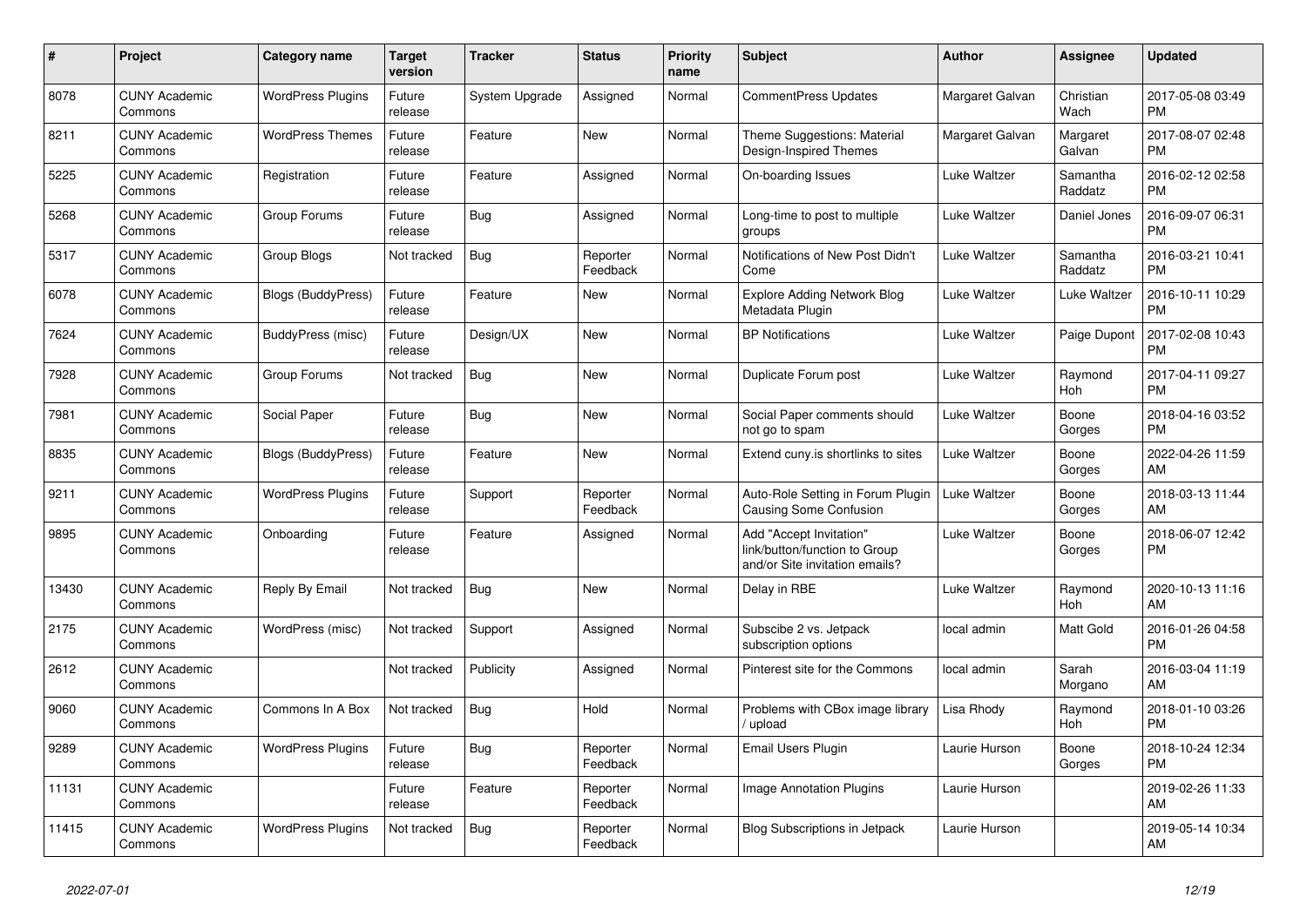| # | Project | Category name | Target version | Tracker | Status | Priority name | Subject | Author | Assignee | Updated |
|---|---|---|---|---|---|---|---|---|---|---|
| 8078 | CUNY Academic Commons | WordPress Plugins | Future release | System Upgrade | Assigned | Normal | CommentPress Updates | Margaret Galvan | Christian Wach | 2017-05-08 03:49 PM |
| 8211 | CUNY Academic Commons | WordPress Themes | Future release | Feature | New | Normal | Theme Suggestions: Material Design-Inspired Themes | Margaret Galvan | Margaret Galvan | 2017-08-07 02:48 PM |
| 5225 | CUNY Academic Commons | Registration | Future release | Feature | Assigned | Normal | On-boarding Issues | Luke Waltzer | Samantha Raddatz | 2016-02-12 02:58 PM |
| 5268 | CUNY Academic Commons | Group Forums | Future release | Bug | Assigned | Normal | Long-time to post to multiple groups | Luke Waltzer | Daniel Jones | 2016-09-07 06:31 PM |
| 5317 | CUNY Academic Commons | Group Blogs | Not tracked | Bug | Reporter Feedback | Normal | Notifications of New Post Didn't Come | Luke Waltzer | Samantha Raddatz | 2016-03-21 10:41 PM |
| 6078 | CUNY Academic Commons | Blogs (BuddyPress) | Future release | Feature | New | Normal | Explore Adding Network Blog Metadata Plugin | Luke Waltzer | Luke Waltzer | 2016-10-11 10:29 PM |
| 7624 | CUNY Academic Commons | BuddyPress (misc) | Future release | Design/UX | New | Normal | BP Notifications | Luke Waltzer | Paige Dupont | 2017-02-08 10:43 PM |
| 7928 | CUNY Academic Commons | Group Forums | Not tracked | Bug | New | Normal | Duplicate Forum post | Luke Waltzer | Raymond Hoh | 2017-04-11 09:27 PM |
| 7981 | CUNY Academic Commons | Social Paper | Future release | Bug | New | Normal | Social Paper comments should not go to spam | Luke Waltzer | Boone Gorges | 2018-04-16 03:52 PM |
| 8835 | CUNY Academic Commons | Blogs (BuddyPress) | Future release | Feature | New | Normal | Extend cuny.is shortlinks to sites | Luke Waltzer | Boone Gorges | 2022-04-26 11:59 AM |
| 9211 | CUNY Academic Commons | WordPress Plugins | Future release | Support | Reporter Feedback | Normal | Auto-Role Setting in Forum Plugin Causing Some Confusion | Luke Waltzer | Boone Gorges | 2018-03-13 11:44 AM |
| 9895 | CUNY Academic Commons | Onboarding | Future release | Feature | Assigned | Normal | Add "Accept Invitation" link/button/function to Group and/or Site invitation emails? | Luke Waltzer | Boone Gorges | 2018-06-07 12:42 PM |
| 13430 | CUNY Academic Commons | Reply By Email | Not tracked | Bug | New | Normal | Delay in RBE | Luke Waltzer | Raymond Hoh | 2020-10-13 11:16 AM |
| 2175 | CUNY Academic Commons | WordPress (misc) | Not tracked | Support | Assigned | Normal | Subscibe 2 vs. Jetpack subscription options | local admin | Matt Gold | 2016-01-26 04:58 PM |
| 2612 | CUNY Academic Commons | | Not tracked | Publicity | Assigned | Normal | Pinterest site for the Commons | local admin | Sarah Morgano | 2016-03-04 11:19 AM |
| 9060 | CUNY Academic Commons | Commons In A Box | Not tracked | Bug | Hold | Normal | Problems with CBox image library / upload | Lisa Rhody | Raymond Hoh | 2018-01-10 03:26 PM |
| 9289 | CUNY Academic Commons | WordPress Plugins | Future release | Bug | Reporter Feedback | Normal | Email Users Plugin | Laurie Hurson | Boone Gorges | 2018-10-24 12:34 PM |
| 11131 | CUNY Academic Commons | | Future release | Feature | Reporter Feedback | Normal | Image Annotation Plugins | Laurie Hurson | | 2019-02-26 11:33 AM |
| 11415 | CUNY Academic Commons | WordPress Plugins | Not tracked | Bug | Reporter Feedback | Normal | Blog Subscriptions in Jetpack | Laurie Hurson | | 2019-05-14 10:34 AM |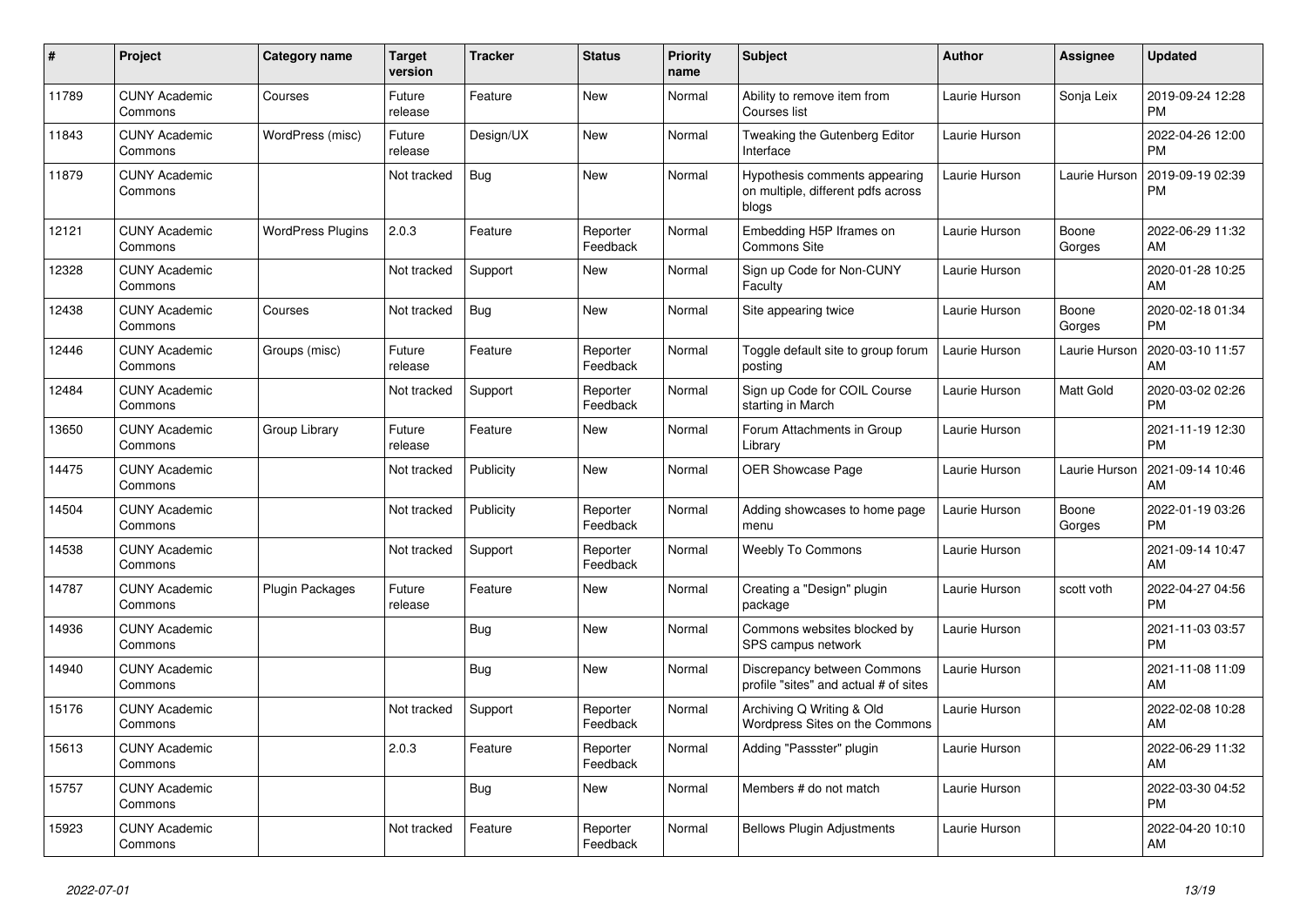| # | Project | Category name | Target version | Tracker | Status | Priority name | Subject | Author | Assignee | Updated |
|---|---|---|---|---|---|---|---|---|---|---|
| 11789 | CUNY Academic Commons | Courses | Future release | Feature | New | Normal | Ability to remove item from Courses list | Laurie Hurson | Sonja Leix | 2019-09-24 12:28 PM |
| 11843 | CUNY Academic Commons | WordPress (misc) | Future release | Design/UX | New | Normal | Tweaking the Gutenberg Editor Interface | Laurie Hurson | | 2022-04-26 12:00 PM |
| 11879 | CUNY Academic Commons | | Not tracked | Bug | New | Normal | Hypothesis comments appearing on multiple, different pdfs across blogs | Laurie Hurson | Laurie Hurson | 2019-09-19 02:39 PM |
| 12121 | CUNY Academic Commons | WordPress Plugins | 2.0.3 | Feature | Reporter Feedback | Normal | Embedding H5P Iframes on Commons Site | Laurie Hurson | Boone Gorges | 2022-06-29 11:32 AM |
| 12328 | CUNY Academic Commons | | Not tracked | Support | New | Normal | Sign up Code for Non-CUNY Faculty | Laurie Hurson | | 2020-01-28 10:25 AM |
| 12438 | CUNY Academic Commons | Courses | Not tracked | Bug | New | Normal | Site appearing twice | Laurie Hurson | Boone Gorges | 2020-02-18 01:34 PM |
| 12446 | CUNY Academic Commons | Groups (misc) | Future release | Feature | Reporter Feedback | Normal | Toggle default site to group forum posting | Laurie Hurson | Laurie Hurson | 2020-03-10 11:57 AM |
| 12484 | CUNY Academic Commons | | Not tracked | Support | Reporter Feedback | Normal | Sign up Code for COIL Course starting in March | Laurie Hurson | Matt Gold | 2020-03-02 02:26 PM |
| 13650 | CUNY Academic Commons | Group Library | Future release | Feature | New | Normal | Forum Attachments in Group Library | Laurie Hurson | | 2021-11-19 12:30 PM |
| 14475 | CUNY Academic Commons | | Not tracked | Publicity | New | Normal | OER Showcase Page | Laurie Hurson | Laurie Hurson | 2021-09-14 10:46 AM |
| 14504 | CUNY Academic Commons | | Not tracked | Publicity | Reporter Feedback | Normal | Adding showcases to home page menu | Laurie Hurson | Boone Gorges | 2022-01-19 03:26 PM |
| 14538 | CUNY Academic Commons | | Not tracked | Support | Reporter Feedback | Normal | Weebly To Commons | Laurie Hurson | | 2021-09-14 10:47 AM |
| 14787 | CUNY Academic Commons | Plugin Packages | Future release | Feature | New | Normal | Creating a "Design" plugin package | Laurie Hurson | scott voth | 2022-04-27 04:56 PM |
| 14936 | CUNY Academic Commons | | | Bug | New | Normal | Commons websites blocked by SPS campus network | Laurie Hurson | | 2021-11-03 03:57 PM |
| 14940 | CUNY Academic Commons | | | Bug | New | Normal | Discrepancy between Commons profile "sites" and actual # of sites | Laurie Hurson | | 2021-11-08 11:09 AM |
| 15176 | CUNY Academic Commons | | Not tracked | Support | Reporter Feedback | Normal | Archiving Q Writing & Old Wordpress Sites on the Commons | Laurie Hurson | | 2022-02-08 10:28 AM |
| 15613 | CUNY Academic Commons | | 2.0.3 | Feature | Reporter Feedback | Normal | Adding "Passster" plugin | Laurie Hurson | | 2022-06-29 11:32 AM |
| 15757 | CUNY Academic Commons | | | Bug | New | Normal | Members # do not match | Laurie Hurson | | 2022-03-30 04:52 PM |
| 15923 | CUNY Academic Commons | | Not tracked | Feature | Reporter Feedback | Normal | Bellows Plugin Adjustments | Laurie Hurson | | 2022-04-20 10:10 AM |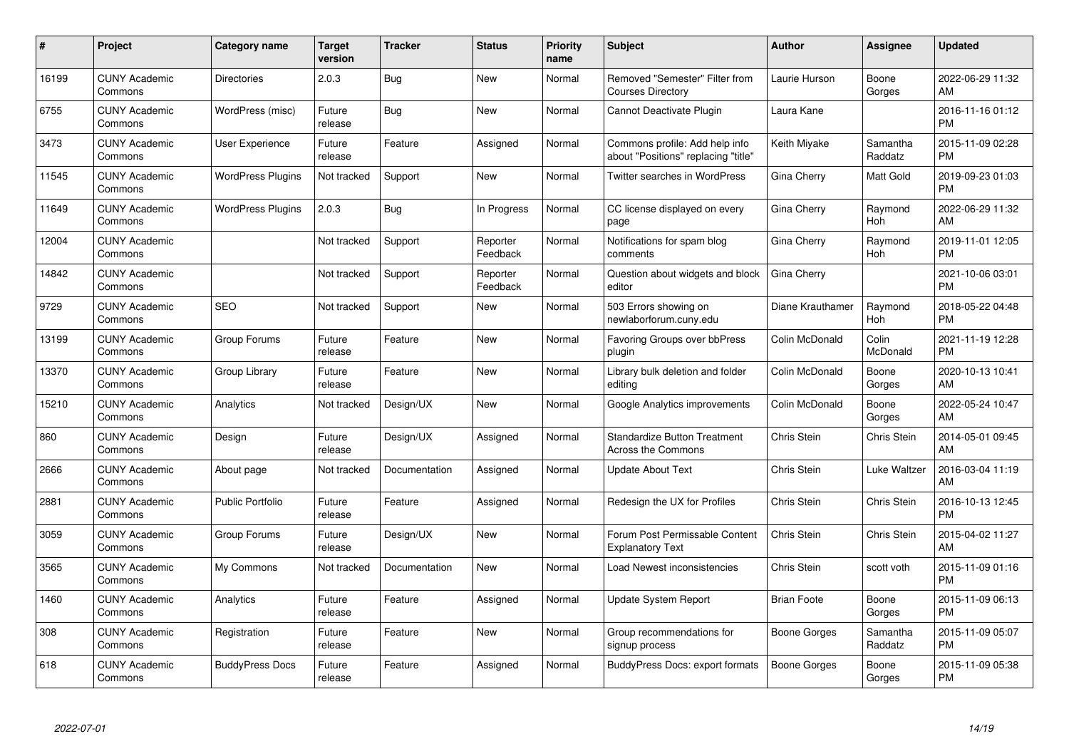| # | Project | Category name | Target version | Tracker | Status | Priority name | Subject | Author | Assignee | Updated |
|---|---|---|---|---|---|---|---|---|---|---|
| 16199 | CUNY Academic Commons | Directories | 2.0.3 | Bug | New | Normal | Removed "Semester" Filter from Courses Directory | Laurie Hurson | Boone Gorges | 2022-06-29 11:32 AM |
| 6755 | CUNY Academic Commons | WordPress (misc) | Future release | Bug | New | Normal | Cannot Deactivate Plugin | Laura Kane | | 2016-11-16 01:12 PM |
| 3473 | CUNY Academic Commons | User Experience | Future release | Feature | Assigned | Normal | Commons profile: Add help info about "Positions" replacing "title" | Keith Miyake | Samantha Raddatz | 2015-11-09 02:28 PM |
| 11545 | CUNY Academic Commons | WordPress Plugins | Not tracked | Support | New | Normal | Twitter searches in WordPress | Gina Cherry | Matt Gold | 2019-09-23 01:03 PM |
| 11649 | CUNY Academic Commons | WordPress Plugins | 2.0.3 | Bug | In Progress | Normal | CC license displayed on every page | Gina Cherry | Raymond Hoh | 2022-06-29 11:32 AM |
| 12004 | CUNY Academic Commons | | Not tracked | Support | Reporter Feedback | Normal | Notifications for spam blog comments | Gina Cherry | Raymond Hoh | 2019-11-01 12:05 PM |
| 14842 | CUNY Academic Commons | | Not tracked | Support | Reporter Feedback | Normal | Question about widgets and block editor | Gina Cherry | | 2021-10-06 03:01 PM |
| 9729 | CUNY Academic Commons | SEO | Not tracked | Support | New | Normal | 503 Errors showing on newlaborforum.cuny.edu | Diane Krauthamer | Raymond Hoh | 2018-05-22 04:48 PM |
| 13199 | CUNY Academic Commons | Group Forums | Future release | Feature | New | Normal | Favoring Groups over bbPress plugin | Colin McDonald | Colin McDonald | 2021-11-19 12:28 PM |
| 13370 | CUNY Academic Commons | Group Library | Future release | Feature | New | Normal | Library bulk deletion and folder editing | Colin McDonald | Boone Gorges | 2020-10-13 10:41 AM |
| 15210 | CUNY Academic Commons | Analytics | Not tracked | Design/UX | New | Normal | Google Analytics improvements | Colin McDonald | Boone Gorges | 2022-05-24 10:47 AM |
| 860 | CUNY Academic Commons | Design | Future release | Design/UX | Assigned | Normal | Standardize Button Treatment Across the Commons | Chris Stein | Chris Stein | 2014-05-01 09:45 AM |
| 2666 | CUNY Academic Commons | About page | Not tracked | Documentation | Assigned | Normal | Update About Text | Chris Stein | Luke Waltzer | 2016-03-04 11:19 AM |
| 2881 | CUNY Academic Commons | Public Portfolio | Future release | Feature | Assigned | Normal | Redesign the UX for Profiles | Chris Stein | Chris Stein | 2016-10-13 12:45 PM |
| 3059 | CUNY Academic Commons | Group Forums | Future release | Design/UX | New | Normal | Forum Post Permissable Content Explanatory Text | Chris Stein | Chris Stein | 2015-04-02 11:27 AM |
| 3565 | CUNY Academic Commons | My Commons | Not tracked | Documentation | New | Normal | Load Newest inconsistencies | Chris Stein | scott voth | 2015-11-09 01:16 PM |
| 1460 | CUNY Academic Commons | Analytics | Future release | Feature | Assigned | Normal | Update System Report | Brian Foote | Boone Gorges | 2015-11-09 06:13 PM |
| 308 | CUNY Academic Commons | Registration | Future release | Feature | New | Normal | Group recommendations for signup process | Boone Gorges | Samantha Raddatz | 2015-11-09 05:07 PM |
| 618 | CUNY Academic Commons | BuddyPress Docs | Future release | Feature | Assigned | Normal | BuddyPress Docs: export formats | Boone Gorges | Boone Gorges | 2015-11-09 05:38 PM |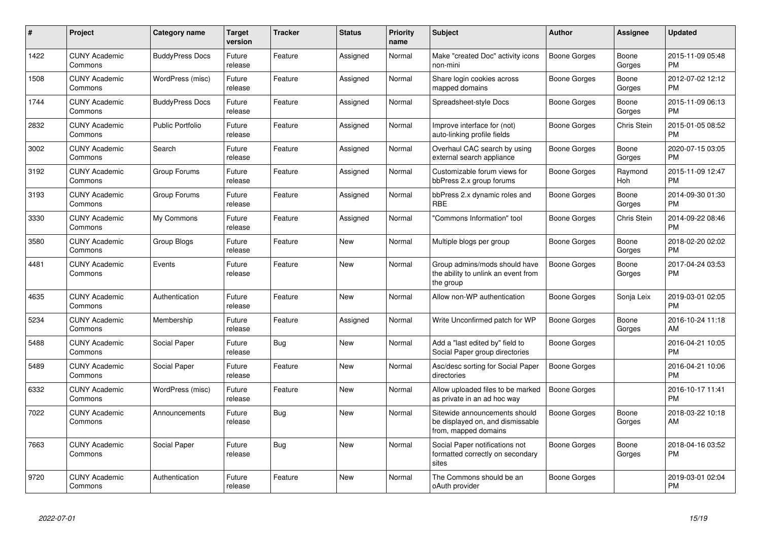| # | Project | Category name | Target version | Tracker | Status | Priority name | Subject | Author | Assignee | Updated |
|---|---|---|---|---|---|---|---|---|---|---|
| 1422 | CUNY Academic Commons | BuddyPress Docs | Future release | Feature | Assigned | Normal | Make "created Doc" activity icons non-mini | Boone Gorges | Boone Gorges | 2015-11-09 05:48 PM |
| 1508 | CUNY Academic Commons | WordPress (misc) | Future release | Feature | Assigned | Normal | Share login cookies across mapped domains | Boone Gorges | Boone Gorges | 2012-07-02 12:12 PM |
| 1744 | CUNY Academic Commons | BuddyPress Docs | Future release | Feature | Assigned | Normal | Spreadsheet-style Docs | Boone Gorges | Boone Gorges | 2015-11-09 06:13 PM |
| 2832 | CUNY Academic Commons | Public Portfolio | Future release | Feature | Assigned | Normal | Improve interface for (not) auto-linking profile fields | Boone Gorges | Chris Stein | 2015-01-05 08:52 PM |
| 3002 | CUNY Academic Commons | Search | Future release | Feature | Assigned | Normal | Overhaul CAC search by using external search appliance | Boone Gorges | Boone Gorges | 2020-07-15 03:05 PM |
| 3192 | CUNY Academic Commons | Group Forums | Future release | Feature | Assigned | Normal | Customizable forum views for bbPress 2.x group forums | Boone Gorges | Raymond Hoh | 2015-11-09 12:47 PM |
| 3193 | CUNY Academic Commons | Group Forums | Future release | Feature | Assigned | Normal | bbPress 2.x dynamic roles and RBE | Boone Gorges | Boone Gorges | 2014-09-30 01:30 PM |
| 3330 | CUNY Academic Commons | My Commons | Future release | Feature | Assigned | Normal | "Commons Information" tool | Boone Gorges | Chris Stein | 2014-09-22 08:46 PM |
| 3580 | CUNY Academic Commons | Group Blogs | Future release | Feature | New | Normal | Multiple blogs per group | Boone Gorges | Boone Gorges | 2018-02-20 02:02 PM |
| 4481 | CUNY Academic Commons | Events | Future release | Feature | New | Normal | Group admins/mods should have the ability to unlink an event from the group | Boone Gorges | Boone Gorges | 2017-04-24 03:53 PM |
| 4635 | CUNY Academic Commons | Authentication | Future release | Feature | New | Normal | Allow non-WP authentication | Boone Gorges | Sonja Leix | 2019-03-01 02:05 PM |
| 5234 | CUNY Academic Commons | Membership | Future release | Feature | Assigned | Normal | Write Unconfirmed patch for WP | Boone Gorges | Boone Gorges | 2016-10-24 11:18 AM |
| 5488 | CUNY Academic Commons | Social Paper | Future release | Bug | New | Normal | Add a "last edited by" field to Social Paper group directories | Boone Gorges | | 2016-04-21 10:05 PM |
| 5489 | CUNY Academic Commons | Social Paper | Future release | Feature | New | Normal | Asc/desc sorting for Social Paper directories | Boone Gorges | | 2016-04-21 10:06 PM |
| 6332 | CUNY Academic Commons | WordPress (misc) | Future release | Feature | New | Normal | Allow uploaded files to be marked as private in an ad hoc way | Boone Gorges | | 2016-10-17 11:41 PM |
| 7022 | CUNY Academic Commons | Announcements | Future release | Bug | New | Normal | Sitewide announcements should be displayed on, and dismissable from, mapped domains | Boone Gorges | Boone Gorges | 2018-03-22 10:18 AM |
| 7663 | CUNY Academic Commons | Social Paper | Future release | Bug | New | Normal | Social Paper notifications not formatted correctly on secondary sites | Boone Gorges | Boone Gorges | 2018-04-16 03:52 PM |
| 9720 | CUNY Academic Commons | Authentication | Future release | Feature | New | Normal | The Commons should be an oAuth provider | Boone Gorges | | 2019-03-01 02:04 PM |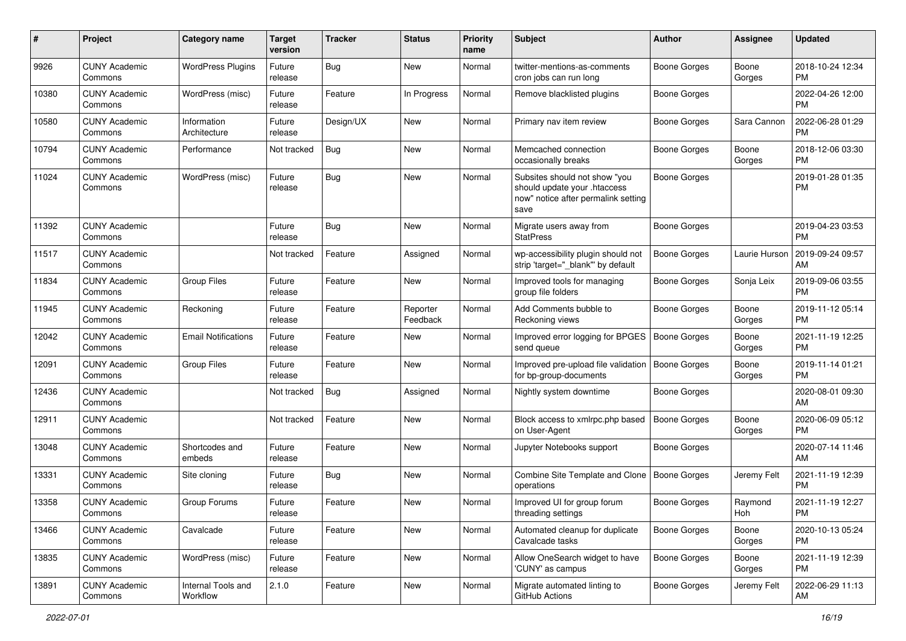| # | Project | Category name | Target version | Tracker | Status | Priority name | Subject | Author | Assignee | Updated |
|---|---|---|---|---|---|---|---|---|---|---|
| 9926 | CUNY Academic Commons | WordPress Plugins | Future release | Bug | New | Normal | twitter-mentions-as-comments cron jobs can run long | Boone Gorges | Boone Gorges | 2018-10-24 12:34 PM |
| 10380 | CUNY Academic Commons | WordPress (misc) | Future release | Feature | In Progress | Normal | Remove blacklisted plugins | Boone Gorges | | 2022-04-26 12:00 PM |
| 10580 | CUNY Academic Commons | Information Architecture | Future release | Design/UX | New | Normal | Primary nav item review | Boone Gorges | Sara Cannon | 2022-06-28 01:29 PM |
| 10794 | CUNY Academic Commons | Performance | Not tracked | Bug | New | Normal | Memcached connection occasionally breaks | Boone Gorges | Boone Gorges | 2018-12-06 03:30 PM |
| 11024 | CUNY Academic Commons | WordPress (misc) | Future release | Bug | New | Normal | Subsites should not show "you should update your .htaccess now" notice after permalink setting save | Boone Gorges | | 2019-01-28 01:35 PM |
| 11392 | CUNY Academic Commons | | Future release | Bug | New | Normal | Migrate users away from StatPress | Boone Gorges | | 2019-04-23 03:53 PM |
| 11517 | CUNY Academic Commons | | Not tracked | Feature | Assigned | Normal | wp-accessibility plugin should not strip 'target="_blank"' by default | Boone Gorges | Laurie Hurson | 2019-09-24 09:57 AM |
| 11834 | CUNY Academic Commons | Group Files | Future release | Feature | New | Normal | Improved tools for managing group file folders | Boone Gorges | Sonja Leix | 2019-09-06 03:55 PM |
| 11945 | CUNY Academic Commons | Reckoning | Future release | Feature | Reporter Feedback | Normal | Add Comments bubble to Reckoning views | Boone Gorges | Boone Gorges | 2019-11-12 05:14 PM |
| 12042 | CUNY Academic Commons | Email Notifications | Future release | Feature | New | Normal | Improved error logging for BPGES send queue | Boone Gorges | Boone Gorges | 2021-11-19 12:25 PM |
| 12091 | CUNY Academic Commons | Group Files | Future release | Feature | New | Normal | Improved pre-upload file validation for bp-group-documents | Boone Gorges | Boone Gorges | 2019-11-14 01:21 PM |
| 12436 | CUNY Academic Commons | | Not tracked | Bug | Assigned | Normal | Nightly system downtime | Boone Gorges | | 2020-08-01 09:30 AM |
| 12911 | CUNY Academic Commons | | Not tracked | Feature | New | Normal | Block access to xmlrpc.php based on User-Agent | Boone Gorges | Boone Gorges | 2020-06-09 05:12 PM |
| 13048 | CUNY Academic Commons | Shortcodes and embeds | Future release | Feature | New | Normal | Jupyter Notebooks support | Boone Gorges | | 2020-07-14 11:46 AM |
| 13331 | CUNY Academic Commons | Site cloning | Future release | Bug | New | Normal | Combine Site Template and Clone operations | Boone Gorges | Jeremy Felt | 2021-11-19 12:39 PM |
| 13358 | CUNY Academic Commons | Group Forums | Future release | Feature | New | Normal | Improved UI for group forum threading settings | Boone Gorges | Raymond Hoh | 2021-11-19 12:27 PM |
| 13466 | CUNY Academic Commons | Cavalcade | Future release | Feature | New | Normal | Automated cleanup for duplicate Cavalcade tasks | Boone Gorges | Boone Gorges | 2020-10-13 05:24 PM |
| 13835 | CUNY Academic Commons | WordPress (misc) | Future release | Feature | New | Normal | Allow OneSearch widget to have 'CUNY' as campus | Boone Gorges | Boone Gorges | 2021-11-19 12:39 PM |
| 13891 | CUNY Academic Commons | Internal Tools and Workflow | 2.1.0 | Feature | New | Normal | Migrate automated linting to GitHub Actions | Boone Gorges | Jeremy Felt | 2022-06-29 11:13 AM |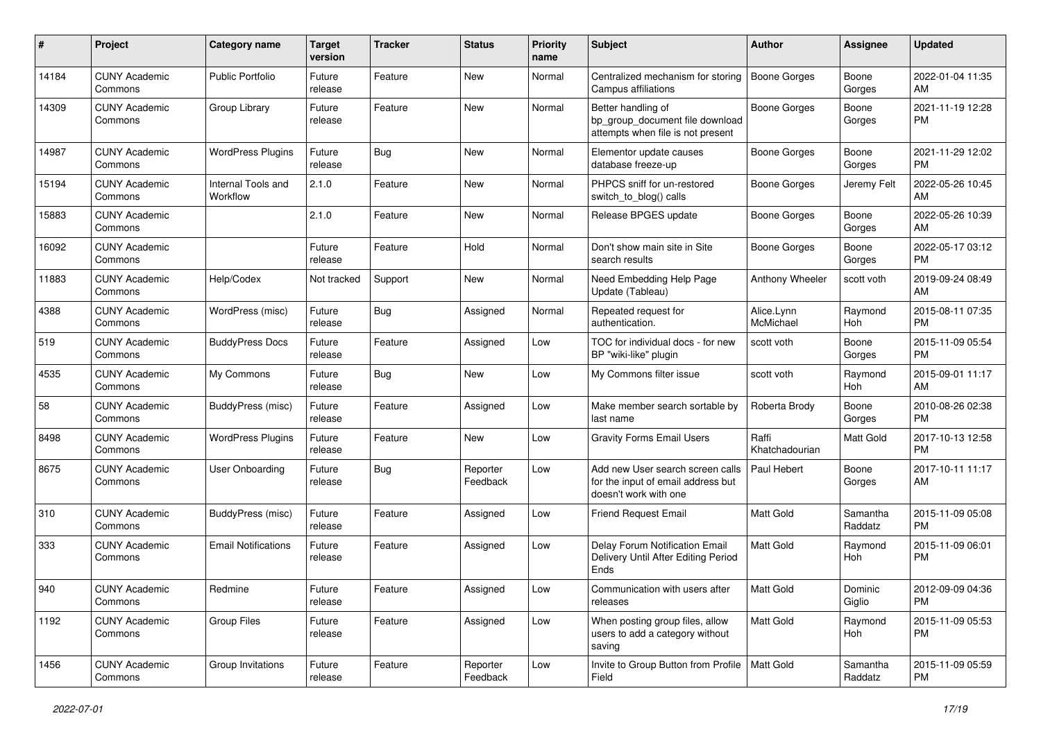| # | Project | Category name | Target version | Tracker | Status | Priority name | Subject | Author | Assignee | Updated |
|---|---|---|---|---|---|---|---|---|---|---|
| 14184 | CUNY Academic Commons | Public Portfolio | Future release | Feature | New | Normal | Centralized mechanism for storing Campus affiliations | Boone Gorges | Boone Gorges | 2022-01-04 11:35 AM |
| 14309 | CUNY Academic Commons | Group Library | Future release | Feature | New | Normal | Better handling of bp_group_document file download attempts when file is not present | Boone Gorges | Boone Gorges | 2021-11-19 12:28 PM |
| 14987 | CUNY Academic Commons | WordPress Plugins | Future release | Bug | New | Normal | Elementor update causes database freeze-up | Boone Gorges | Boone Gorges | 2021-11-29 12:02 PM |
| 15194 | CUNY Academic Commons | Internal Tools and Workflow | 2.1.0 | Feature | New | Normal | PHPCS sniff for un-restored switch_to_blog() calls | Boone Gorges | Jeremy Felt | 2022-05-26 10:45 AM |
| 15883 | CUNY Academic Commons |  | 2.1.0 | Feature | New | Normal | Release BPGES update | Boone Gorges | Boone Gorges | 2022-05-26 10:39 AM |
| 16092 | CUNY Academic Commons |  | Future release | Feature | Hold | Normal | Don't show main site in Site search results | Boone Gorges | Boone Gorges | 2022-05-17 03:12 PM |
| 11883 | CUNY Academic Commons | Help/Codex | Not tracked | Support | New | Normal | Need Embedding Help Page Update (Tableau) | Anthony Wheeler | scott voth | 2019-09-24 08:49 AM |
| 4388 | CUNY Academic Commons | WordPress (misc) | Future release | Bug | Assigned | Normal | Repeated request for authentication. | Alice.Lynn McMichael | Raymond Hoh | 2015-08-11 07:35 PM |
| 519 | CUNY Academic Commons | BuddyPress Docs | Future release | Feature | Assigned | Low | TOC for individual docs - for new BP "wiki-like" plugin | scott voth | Boone Gorges | 2015-11-09 05:54 PM |
| 4535 | CUNY Academic Commons | My Commons | Future release | Bug | New | Low | My Commons filter issue | scott voth | Raymond Hoh | 2015-09-01 11:17 AM |
| 58 | CUNY Academic Commons | BuddyPress (misc) | Future release | Feature | Assigned | Low | Make member search sortable by last name | Roberta Brody | Boone Gorges | 2010-08-26 02:38 PM |
| 8498 | CUNY Academic Commons | WordPress Plugins | Future release | Feature | New | Low | Gravity Forms Email Users | Raffi Khatchadourian | Matt Gold | 2017-10-13 12:58 PM |
| 8675 | CUNY Academic Commons | User Onboarding | Future release | Bug | Reporter Feedback | Low | Add new User search screen calls for the input of email address but doesn't work with one | Paul Hebert | Boone Gorges | 2017-10-11 11:17 AM |
| 310 | CUNY Academic Commons | BuddyPress (misc) | Future release | Feature | Assigned | Low | Friend Request Email | Matt Gold | Samantha Raddatz | 2015-11-09 05:08 PM |
| 333 | CUNY Academic Commons | Email Notifications | Future release | Feature | Assigned | Low | Delay Forum Notification Email Delivery Until After Editing Period Ends | Matt Gold | Raymond Hoh | 2015-11-09 06:01 PM |
| 940 | CUNY Academic Commons | Redmine | Future release | Feature | Assigned | Low | Communication with users after releases | Matt Gold | Dominic Giglio | 2012-09-09 04:36 PM |
| 1192 | CUNY Academic Commons | Group Files | Future release | Feature | Assigned | Low | When posting group files, allow users to add a category without saving | Matt Gold | Raymond Hoh | 2015-11-09 05:53 PM |
| 1456 | CUNY Academic Commons | Group Invitations | Future release | Feature | Reporter Feedback | Low | Invite to Group Button from Profile Field | Matt Gold | Samantha Raddatz | 2015-11-09 05:59 PM |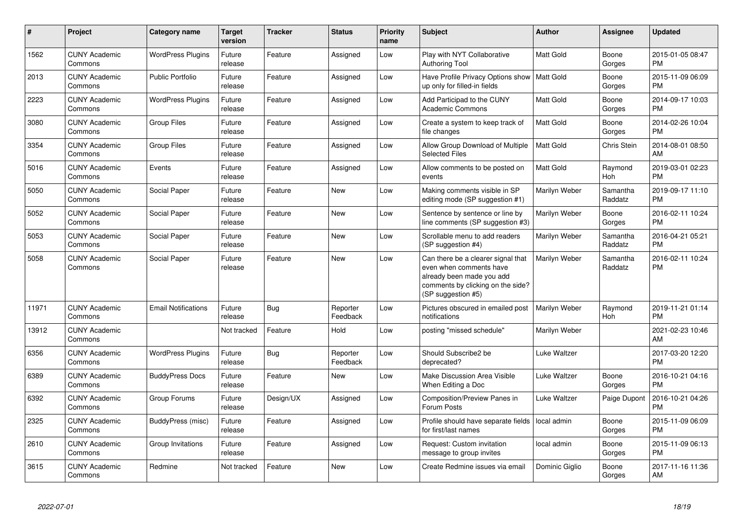| # | Project | Category name | Target version | Tracker | Status | Priority name | Subject | Author | Assignee | Updated |
|---|---|---|---|---|---|---|---|---|---|---|
| 1562 | CUNY Academic Commons | WordPress Plugins | Future release | Feature | Assigned | Low | Play with NYT Collaborative Authoring Tool | Matt Gold | Boone Gorges | 2015-01-05 08:47 PM |
| 2013 | CUNY Academic Commons | Public Portfolio | Future release | Feature | Assigned | Low | Have Profile Privacy Options show up only for filled-in fields | Matt Gold | Boone Gorges | 2015-11-09 06:09 PM |
| 2223 | CUNY Academic Commons | WordPress Plugins | Future release | Feature | Assigned | Low | Add Participad to the CUNY Academic Commons | Matt Gold | Boone Gorges | 2014-09-17 10:03 PM |
| 3080 | CUNY Academic Commons | Group Files | Future release | Feature | Assigned | Low | Create a system to keep track of file changes | Matt Gold | Boone Gorges | 2014-02-26 10:04 PM |
| 3354 | CUNY Academic Commons | Group Files | Future release | Feature | Assigned | Low | Allow Group Download of Multiple Selected Files | Matt Gold | Chris Stein | 2014-08-01 08:50 AM |
| 5016 | CUNY Academic Commons | Events | Future release | Feature | Assigned | Low | Allow comments to be posted on events | Matt Gold | Raymond Hoh | 2019-03-01 02:23 PM |
| 5050 | CUNY Academic Commons | Social Paper | Future release | Feature | New | Low | Making comments visible in SP editing mode (SP suggestion #1) | Marilyn Weber | Samantha Raddatz | 2019-09-17 11:10 PM |
| 5052 | CUNY Academic Commons | Social Paper | Future release | Feature | New | Low | Sentence by sentence or line by line comments (SP suggestion #3) | Marilyn Weber | Boone Gorges | 2016-02-11 10:24 PM |
| 5053 | CUNY Academic Commons | Social Paper | Future release | Feature | New | Low | Scrollable menu to add readers (SP suggestion #4) | Marilyn Weber | Samantha Raddatz | 2016-04-21 05:21 PM |
| 5058 | CUNY Academic Commons | Social Paper | Future release | Feature | New | Low | Can there be a clearer signal that even when comments have already been made you add comments by clicking on the side? (SP suggestion #5) | Marilyn Weber | Samantha Raddatz | 2016-02-11 10:24 PM |
| 11971 | CUNY Academic Commons | Email Notifications | Future release | Bug | Reporter Feedback | Low | Pictures obscured in emailed post notifications | Marilyn Weber | Raymond Hoh | 2019-11-21 01:14 PM |
| 13912 | CUNY Academic Commons | | Not tracked | Feature | Hold | Low | posting "missed schedule" | Marilyn Weber | | 2021-02-23 10:46 AM |
| 6356 | CUNY Academic Commons | WordPress Plugins | Future release | Bug | Reporter Feedback | Low | Should Subscribe2 be deprecated? | Luke Waltzer | | 2017-03-20 12:20 PM |
| 6389 | CUNY Academic Commons | BuddyPress Docs | Future release | Feature | New | Low | Make Discussion Area Visible When Editing a Doc | Luke Waltzer | Boone Gorges | 2016-10-21 04:16 PM |
| 6392 | CUNY Academic Commons | Group Forums | Future release | Design/UX | Assigned | Low | Composition/Preview Panes in Forum Posts | Luke Waltzer | Paige Dupont | 2016-10-21 04:26 PM |
| 2325 | CUNY Academic Commons | BuddyPress (misc) | Future release | Feature | Assigned | Low | Profile should have separate fields for first/last names | local admin | Boone Gorges | 2015-11-09 06:09 PM |
| 2610 | CUNY Academic Commons | Group Invitations | Future release | Feature | Assigned | Low | Request: Custom invitation message to group invites | local admin | Boone Gorges | 2015-11-09 06:13 PM |
| 3615 | CUNY Academic Commons | Redmine | Not tracked | Feature | New | Low | Create Redmine issues via email | Dominic Giglio | Boone Gorges | 2017-11-16 11:36 AM |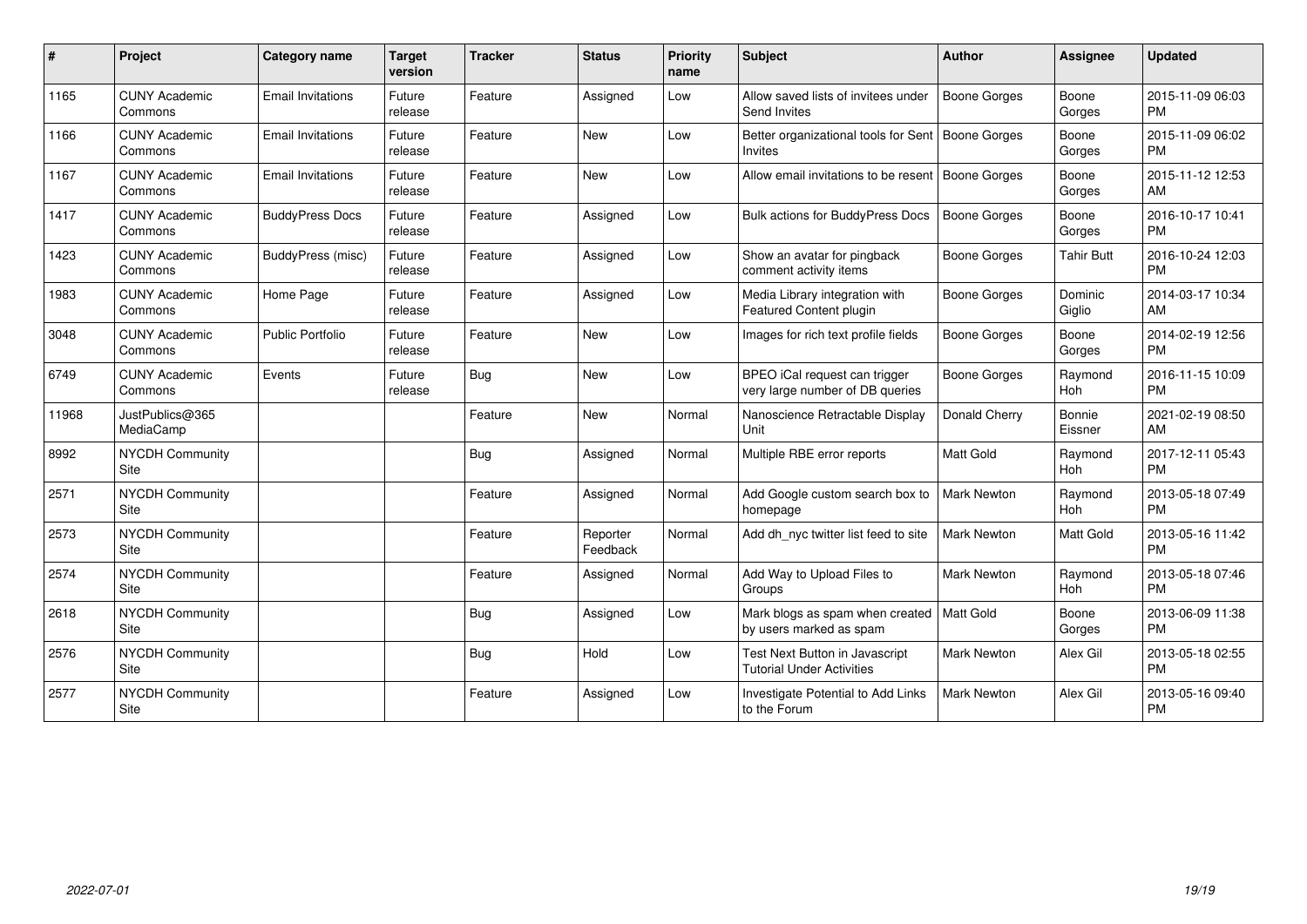| # | Project | Category name | Target version | Tracker | Status | Priority name | Subject | Author | Assignee | Updated |
|---|---|---|---|---|---|---|---|---|---|---|
| 1165 | CUNY Academic Commons | Email Invitations | Future release | Feature | Assigned | Low | Allow saved lists of invitees under Send Invites | Boone Gorges | Boone Gorges | 2015-11-09 06:03 PM |
| 1166 | CUNY Academic Commons | Email Invitations | Future release | Feature | New | Low | Better organizational tools for Sent Invites | Boone Gorges | Boone Gorges | 2015-11-09 06:02 PM |
| 1167 | CUNY Academic Commons | Email Invitations | Future release | Feature | New | Low | Allow email invitations to be resent | Boone Gorges | Boone Gorges | 2015-11-12 12:53 AM |
| 1417 | CUNY Academic Commons | BuddyPress Docs | Future release | Feature | Assigned | Low | Bulk actions for BuddyPress Docs | Boone Gorges | Boone Gorges | 2016-10-17 10:41 PM |
| 1423 | CUNY Academic Commons | BuddyPress (misc) | Future release | Feature | Assigned | Low | Show an avatar for pingback comment activity items | Boone Gorges | Tahir Butt | 2016-10-24 12:03 PM |
| 1983 | CUNY Academic Commons | Home Page | Future release | Feature | Assigned | Low | Media Library integration with Featured Content plugin | Boone Gorges | Dominic Giglio | 2014-03-17 10:34 AM |
| 3048 | CUNY Academic Commons | Public Portfolio | Future release | Feature | New | Low | Images for rich text profile fields | Boone Gorges | Boone Gorges | 2014-02-19 12:56 PM |
| 6749 | CUNY Academic Commons | Events | Future release | Bug | New | Low | BPEO iCal request can trigger very large number of DB queries | Boone Gorges | Raymond Hoh | 2016-11-15 10:09 PM |
| 11968 | JustPublics@365 MediaCamp | | | Feature | New | Normal | Nanoscience Retractable Display Unit | Donald Cherry | Bonnie Eissner | 2021-02-19 08:50 AM |
| 8992 | NYCDH Community Site | | | Bug | Assigned | Normal | Multiple RBE error reports | Matt Gold | Raymond Hoh | 2017-12-11 05:43 PM |
| 2571 | NYCDH Community Site | | | Feature | Assigned | Normal | Add Google custom search box to homepage | Mark Newton | Raymond Hoh | 2013-05-18 07:49 PM |
| 2573 | NYCDH Community Site | | | Feature | Reporter Feedback | Normal | Add dh_nyc twitter list feed to site | Mark Newton | Matt Gold | 2013-05-16 11:42 PM |
| 2574 | NYCDH Community Site | | | Feature | Assigned | Normal | Add Way to Upload Files to Groups | Mark Newton | Raymond Hoh | 2013-05-18 07:46 PM |
| 2618 | NYCDH Community Site | | | Bug | Assigned | Low | Mark blogs as spam when created by users marked as spam | Matt Gold | Boone Gorges | 2013-06-09 11:38 PM |
| 2576 | NYCDH Community Site | | | Bug | Hold | Low | Test Next Button in Javascript Tutorial Under Activities | Mark Newton | Alex Gil | 2013-05-18 02:55 PM |
| 2577 | NYCDH Community Site | | | Feature | Assigned | Low | Investigate Potential to Add Links to the Forum | Mark Newton | Alex Gil | 2013-05-16 09:40 PM |